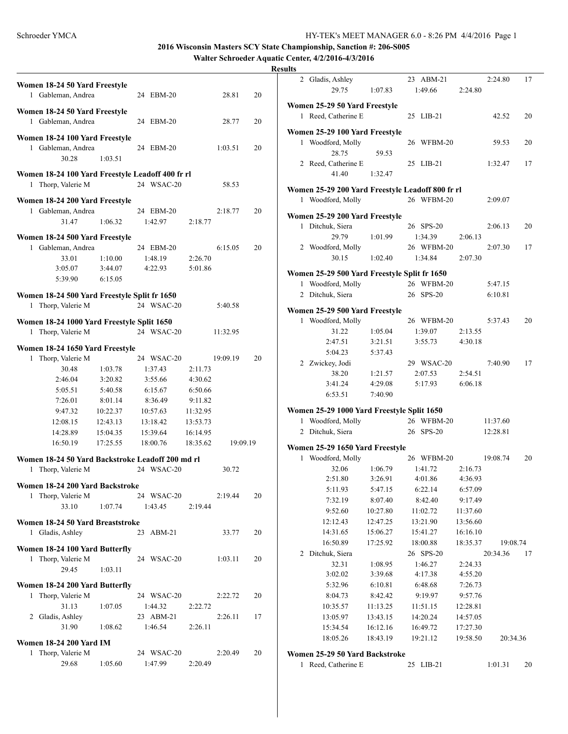## 2016 Wisconsin Masters SCY State Championship, Sanction #: 206-S005

### Walter Schroeder Aquatic Center, 4/2/2016-4/3/2016

### Results

**Women 18-24 50 Yard Freestyle**

| | Name | Age | Team | Time | Points |
|---|---|---|---|---|---|
| 1 | Gableman, Andrea | 24 | EBM-20 | 28.81 | 20 |

**Women 18-24 50 Yard Freestyle**

| | Name | Age | Team | Time | Points |
|---|---|---|---|---|---|
| 1 | Gableman, Andrea | 24 | EBM-20 | 28.77 | 20 |

**Women 18-24 100 Yard Freestyle**

| | Name | Age | Team | Time | Points |
|---|---|---|---|---|---|
| 1 | Gableman, Andrea | 24 | EBM-20 | 1:03.51 | 20 |

30.28 1:03.51

**Women 18-24 100 Yard Freestyle Leadoff 400 fr rl**

| | Name | Age | Team | Time |
|---|---|---|---|---|
| 1 | Thorp, Valerie M | 24 | WSAC-20 | 58.53 |

**Women 18-24 200 Yard Freestyle**

| | Name | Age | Team | Time | Points |
|---|---|---|---|---|---|
| 1 | Gableman, Andrea | 24 | EBM-20 | 2:18.77 | 20 |

31.47 1:06.32 1:42.97 2:18.77

**Women 18-24 500 Yard Freestyle**

| | Name | Age | Team | Time | Points |
|---|---|---|---|---|---|
| 1 | Gableman, Andrea | 24 | EBM-20 | 6:15.05 | 20 |

33.01 1:10.00 1:48.19 2:26.70
3:05.07 3:44.07 4:22.93 5:01.86
5:39.90 6:15.05

**Women 18-24 500 Yard Freestyle Split fr 1650**

| | Name | Age | Team | Time |
|---|---|---|---|---|
| 1 | Thorp, Valerie M | 24 | WSAC-20 | 5:40.58 |

**Women 18-24 1000 Yard Freestyle Split 1650**

| | Name | Age | Team | Time |
|---|---|---|---|---|
| 1 | Thorp, Valerie M | 24 | WSAC-20 | 11:32.95 |

**Women 18-24 1650 Yard Freestyle**

| | Name | Age | Team | Time | Points |
|---|---|---|---|---|---|
| 1 | Thorp, Valerie M | 24 | WSAC-20 | 19:09.19 | 20 |

30.48 1:03.78 1:37.43 2:11.73
2:46.04 3:20.82 3:55.66 4:30.62
5:05.51 5:40.58 6:15.67 6:50.66
7:26.01 8:01.14 8:36.49 9:11.82
9:47.32 10:22.37 10:57.63 11:32.95
12:08.15 12:43.13 13:18.42 13:53.73
14:28.89 15:04.35 15:39.64 16:14.95
16:50.19 17:25.55 18:00.76 18:35.62 19:09.19

**Women 18-24 50 Yard Backstroke Leadoff 200 md rl**

| | Name | Age | Team | Time |
|---|---|---|---|---|
| 1 | Thorp, Valerie M | 24 | WSAC-20 | 30.72 |

**Women 18-24 200 Yard Backstroke**

| | Name | Age | Team | Time | Points |
|---|---|---|---|---|---|
| 1 | Thorp, Valerie M | 24 | WSAC-20 | 2:19.44 | 20 |

33.10 1:07.74 1:43.45 2:19.44

**Women 18-24 50 Yard Breaststroke**

| | Name | Age | Team | Time | Points |
|---|---|---|---|---|---|
| 1 | Gladis, Ashley | 23 | ABM-21 | 33.77 | 20 |

**Women 18-24 100 Yard Butterfly**

| | Name | Age | Team | Time | Points |
|---|---|---|---|---|---|
| 1 | Thorp, Valerie M | 24 | WSAC-20 | 1:03.11 | 20 |

29.45 1:03.11

**Women 18-24 200 Yard Butterfly**

| | Name | Age | Team | Time | Points |
|---|---|---|---|---|---|
| 1 | Thorp, Valerie M | 24 | WSAC-20 | 2:22.72 | 20 |

31.13 1:07.05 1:44.32 2:22.72

| | Name | Age | Team | Time | Points |
|---|---|---|---|---|---|
| 2 | Gladis, Ashley | 23 | ABM-21 | 2:26.11 | 17 |

31.90 1:08.62 1:46.54 2:26.11

**Women 18-24 200 Yard IM**

| | Name | Age | Team | Time | Points |
|---|---|---|---|---|---|
| 1 | Thorp, Valerie M | 24 | WSAC-20 | 2:20.49 | 20 |

29.68 1:05.60 1:47.99 2:20.49

| | Name | Age | Team | Time | Points |
|---|---|---|---|---|---|
| 2 | Gladis, Ashley | 23 | ABM-21 | 2:24.80 | 17 |

29.75 1:07.83 1:49.66 2:24.80

**Women 25-29 50 Yard Freestyle**

| | Name | Age | Team | Time | Points |
|---|---|---|---|---|---|
| 1 | Reed, Catherine E | 25 | LIB-21 | 42.52 | 20 |

**Women 25-29 100 Yard Freestyle**

| | Name | Age | Team | Time | Points |
|---|---|---|---|---|---|
| 1 | Woodford, Molly | 26 | WFBM-20 | 59.53 | 20 |

28.75 59.53

| | Name | Age | Team | Time | Points |
|---|---|---|---|---|---|
| 2 | Reed, Catherine E | 25 | LIB-21 | 1:32.47 | 17 |

41.40 1:32.47

**Women 25-29 200 Yard Freestyle Leadoff 800 fr rl**

| | Name | Age | Team | Time |
|---|---|---|---|---|
| 1 | Woodford, Molly | 26 | WFBM-20 | 2:09.07 |

**Women 25-29 200 Yard Freestyle**

| | Name | Age | Team | Time | Points |
|---|---|---|---|---|---|
| 1 | Ditchuk, Siera | 26 | SPS-20 | 2:06.13 | 20 |

29.79 1:01.99 1:34.39 2:06.13

| | Name | Age | Team | Time | Points |
|---|---|---|---|---|---|
| 2 | Woodford, Molly | 26 | WFBM-20 | 2:07.30 | 17 |

30.15 1:02.40 1:34.84 2:07.30

**Women 25-29 500 Yard Freestyle Split fr 1650**

| | Name | Age | Team | Time |
|---|---|---|---|---|
| 1 | Woodford, Molly | 26 | WFBM-20 | 5:47.15 |
| 2 | Ditchuk, Siera | 26 | SPS-20 | 6:10.81 |

**Women 25-29 500 Yard Freestyle**

| | Name | Age | Team | Time | Points |
|---|---|---|---|---|---|
| 1 | Woodford, Molly | 26 | WFBM-20 | 5:37.43 | 20 |

31.22 1:05.04 1:39.07 2:13.55
2:47.51 3:21.51 3:55.73 4:30.18
5:04.23 5:37.43

| | Name | Age | Team | Time | Points |
|---|---|---|---|---|---|
| 2 | Zwickey, Jodi | 29 | WSAC-20 | 7:40.90 | 17 |

38.20 1:21.57 2:07.53 2:54.51
3:41.24 4:29.08 5:17.93 6:06.18
6:53.51 7:40.90

**Women 25-29 1000 Yard Freestyle Split 1650**

| | Name | Age | Team | Time |
|---|---|---|---|---|
| 1 | Woodford, Molly | 26 | WFBM-20 | 11:37.60 |
| 2 | Ditchuk, Siera | 26 | SPS-20 | 12:28.81 |

**Women 25-29 1650 Yard Freestyle**

| | Name | Age | Team | Time | Points |
|---|---|---|---|---|---|
| 1 | Woodford, Molly | 26 | WFBM-20 | 19:08.74 | 20 |

32.06 1:06.79 1:41.72 2:16.73
2:51.80 3:26.91 4:01.86 4:36.93
5:11.93 5:47.15 6:22.14 6:57.09
7:32.19 8:07.40 8:42.40 9:17.49
9:52.60 10:27.80 11:02.72 11:37.60
12:12.43 12:47.25 13:21.90 13:56.60
14:31.65 15:06.27 15:41.27 16:16.10
16:50.89 17:25.92 18:00.88 18:35.37 19:08.74

| | Name | Age | Team | Time | Points |
|---|---|---|---|---|---|
| 2 | Ditchuk, Siera | 26 | SPS-20 | 20:34.36 | 17 |

32.31 1:08.95 1:46.27 2:24.33
3:02.02 3:39.68 4:17.38 4:55.20
5:32.96 6:10.81 6:48.68 7:26.73
8:04.73 8:42.42 9:19.97 9:57.76
10:35.57 11:13.25 11:51.15 12:28.81
13:05.97 13:43.15 14:20.24 14:57.05
15:34.54 16:12.16 16:49.72 17:27.30
18:05.26 18:43.19 19:21.12 19:58.50 20:34.36

**Women 25-29 50 Yard Backstroke**

| | Name | Age | Team | Time | Points |
|---|---|---|---|---|---|
| 1 | Reed, Catherine E | 25 | LIB-21 | 1:01.31 | 20 |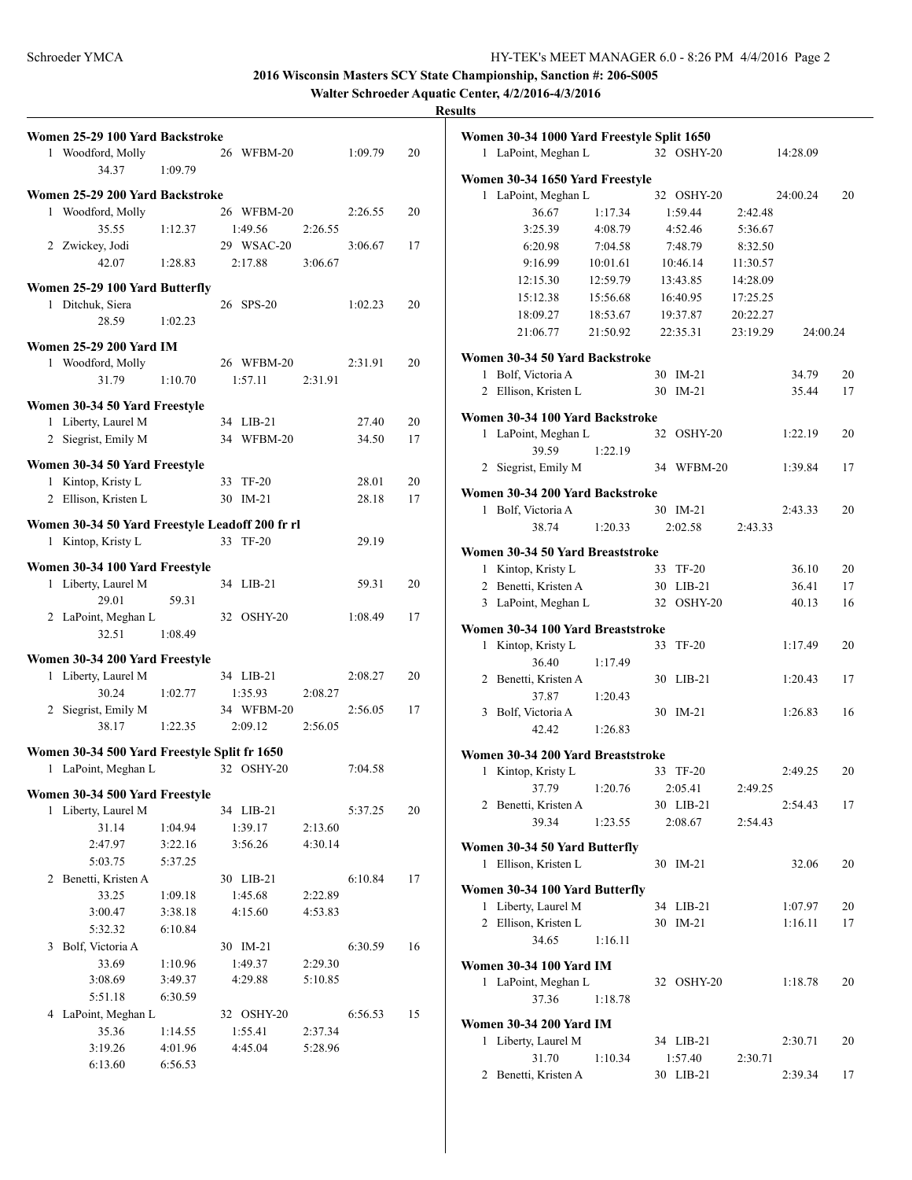**2016 Wisconsin Masters SCY State Championship, Sanction #: 206-S005**

**Walter Schroeder Aquatic Center, 4/2/2016-4/3/2016**

**Results**

### Women 25-29 100 Yard Backstroke

1 Woodford, Molly 26 WFBM-20 1:09.79 20
34.37 1:09.79

### Women 25-29 200 Yard Backstroke

1 Woodford, Molly 26 WFBM-20 2:26.55 20
35.55 1:12.37 1:49.56 2:26.55
2 Zwickey, Jodi 29 WSAC-20 3:06.67 17
42.07 1:28.83 2:17.88 3:06.67

### Women 25-29 100 Yard Butterfly

1 Ditchuk, Siera 26 SPS-20 1:02.23 20
28.59 1:02.23

### Women 25-29 200 Yard IM

1 Woodford, Molly 26 WFBM-20 2:31.91 20
31.79 1:10.70 1:57.11 2:31.91

### Women 30-34 50 Yard Freestyle

1 Liberty, Laurel M 34 LIB-21 27.40 20
2 Siegrist, Emily M 34 WFBM-20 34.50 17

### Women 30-34 50 Yard Freestyle

1 Kintop, Kristy L 33 TF-20 28.01 20
2 Ellison, Kristen L 30 IM-21 28.18 17

### Women 30-34 50 Yard Freestyle Leadoff 200 fr rl

1 Kintop, Kristy L 33 TF-20 29.19

### Women 30-34 100 Yard Freestyle

1 Liberty, Laurel M 34 LIB-21 59.31 20
29.01 59.31
2 LaPoint, Meghan L 32 OSHY-20 1:08.49 17
32.51 1:08.49

### Women 30-34 200 Yard Freestyle

1 Liberty, Laurel M 34 LIB-21 2:08.27 20
30.24 1:02.77 1:35.93 2:08.27
2 Siegrist, Emily M 34 WFBM-20 2:56.05 17
38.17 1:22.35 2:09.12 2:56.05

### Women 30-34 500 Yard Freestyle Split fr 1650

1 LaPoint, Meghan L 32 OSHY-20 7:04.58

### Women 30-34 500 Yard Freestyle

1 Liberty, Laurel M 34 LIB-21 5:37.25 20
31.14 1:04.94 1:39.17 2:13.60
2:47.97 3:22.16 3:56.26 4:30.14
5:03.75 5:37.25
2 Benetti, Kristen A 30 LIB-21 6:10.84 17
33.25 1:09.18 1:45.68 2:22.89
3:00.47 3:38.18 4:15.60 4:53.83
5:32.32 6:10.84
3 Bolf, Victoria A 30 IM-21 6:30.59 16
33.69 1:10.96 1:49.37 2:29.30
3:08.69 3:49.37 4:29.88 5:10.85
5:51.18 6:30.59
4 LaPoint, Meghan L 32 OSHY-20 6:56.53 15
35.36 1:14.55 1:55.41 2:37.34
3:19.26 4:01.96 4:45.04 5:28.96
6:13.60 6:56.53

### Women 30-34 1000 Yard Freestyle Split 1650

1 LaPoint, Meghan L 32 OSHY-20 14:28.09

### Women 30-34 1650 Yard Freestyle

1 LaPoint, Meghan L 32 OSHY-20 24:00.24 20
36.67 1:17.34 1:59.44 2:42.48
3:25.39 4:08.79 4:52.46 5:36.67
6:20.98 7:04.58 7:48.79 8:32.50
9:16.99 10:01.61 10:46.14 11:30.57
12:15.30 12:59.79 13:43.85 14:28.09
15:12.38 15:56.68 16:40.95 17:25.25
18:09.27 18:53.67 19:37.87 20:22.27
21:06.77 21:50.92 22:35.31 23:19.29 24:00.24

### Women 30-34 50 Yard Backstroke

1 Bolf, Victoria A 30 IM-21 34.79 20
2 Ellison, Kristen L 30 IM-21 35.44 17

### Women 30-34 100 Yard Backstroke

1 LaPoint, Meghan L 32 OSHY-20 1:22.19 20
39.59 1:22.19
2 Siegrist, Emily M 34 WFBM-20 1:39.84 17

### Women 30-34 200 Yard Backstroke

1 Bolf, Victoria A 30 IM-21 2:43.33 20
38.74 1:20.33 2:02.58 2:43.33

### Women 30-34 50 Yard Breaststroke

1 Kintop, Kristy L 33 TF-20 36.10 20
2 Benetti, Kristen A 30 LIB-21 36.41 17
3 LaPoint, Meghan L 32 OSHY-20 40.13 16

### Women 30-34 100 Yard Breaststroke

1 Kintop, Kristy L 33 TF-20 1:17.49 20
36.40 1:17.49
2 Benetti, Kristen A 30 LIB-21 1:20.43 17
37.87 1:20.43
3 Bolf, Victoria A 30 IM-21 1:26.83 16
42.42 1:26.83

### Women 30-34 200 Yard Breaststroke

1 Kintop, Kristy L 33 TF-20 2:49.25 20
37.79 1:20.76 2:05.41 2:49.25
2 Benetti, Kristen A 30 LIB-21 2:54.43 17
39.34 1:23.55 2:08.67 2:54.43

### Women 30-34 50 Yard Butterfly

1 Ellison, Kristen L 30 IM-21 32.06 20

### Women 30-34 100 Yard Butterfly

1 Liberty, Laurel M 34 LIB-21 1:07.97 20
2 Ellison, Kristen L 30 IM-21 1:16.11 17
34.65 1:16.11

### Women 30-34 100 Yard IM

1 LaPoint, Meghan L 32 OSHY-20 1:18.78 20
37.36 1:18.78

### Women 30-34 200 Yard IM

1 Liberty, Laurel M 34 LIB-21 2:30.71 20
31.70 1:10.34 1:57.40 2:30.71
2 Benetti, Kristen A 30 LIB-21 2:39.34 17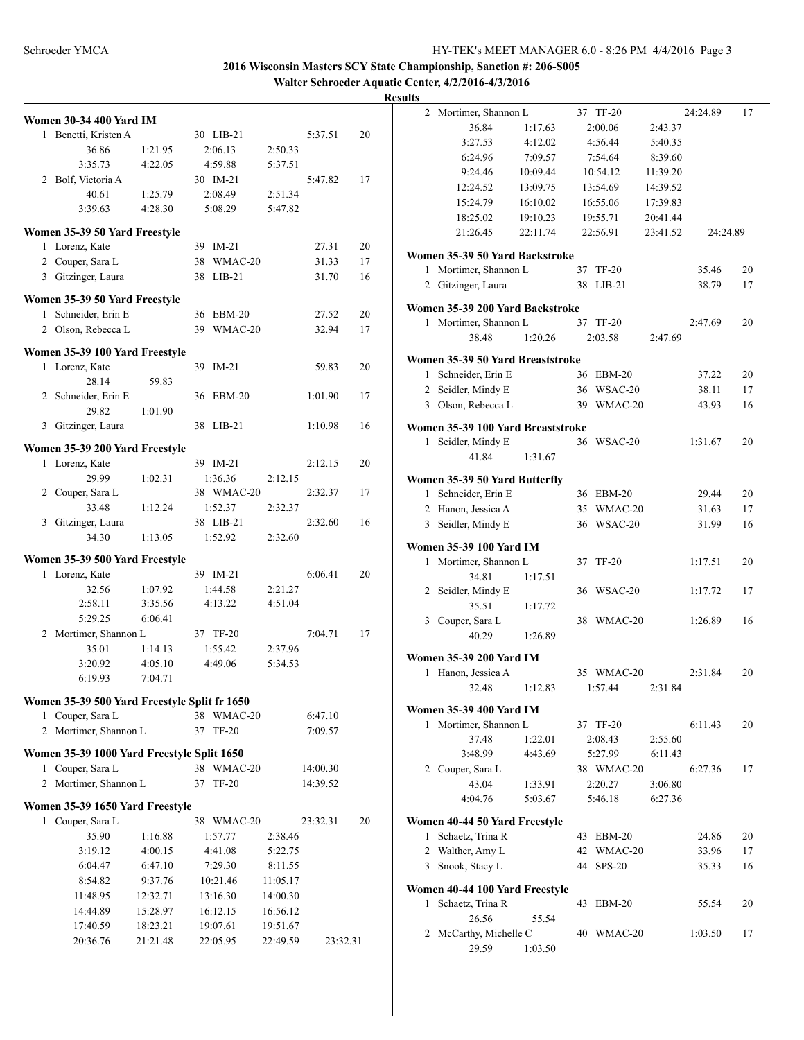# 2016 Wisconsin Masters SCY State Championship, Sanction #: 206-S005

## Walter Schroeder Aquatic Center, 4/2/2016-4/3/2016

## Results

### Women 30-34 400 Yard IM

| Place | Name | Age | Team | Time | Points |
|---|---|---|---|---|---|
| 1 | Benetti, Kristen A | 30 | LIB-21 | 5:37.51 | 20 |
| | 36.86 / 1:21.95 / 2:06.13 / 2:50.33 / 3:35.73 / 4:22.05 / 4:59.88 / 5:37.51 | | | | |
| 2 | Bolf, Victoria A | 30 | IM-21 | 5:47.82 | 17 |
| | 40.61 / 1:25.79 / 2:08.49 / 2:51.34 / 3:39.63 / 4:28.30 / 5:08.29 / 5:47.82 | | | | |

### Women 35-39 50 Yard Freestyle

| Place | Name | Age | Team | Time | Points |
|---|---|---|---|---|---|
| 1 | Lorenz, Kate | 39 | IM-21 | 27.31 | 20 |
| 2 | Couper, Sara L | 38 | WMAC-20 | 31.33 | 17 |
| 3 | Gitzinger, Laura | 38 | LIB-21 | 31.70 | 16 |

### Women 35-39 50 Yard Freestyle

| Place | Name | Age | Team | Time | Points |
|---|---|---|---|---|---|
| 1 | Schneider, Erin E | 36 | EBM-20 | 27.52 | 20 |
| 2 | Olson, Rebecca L | 39 | WMAC-20 | 32.94 | 17 |

### Women 35-39 100 Yard Freestyle

| Place | Name | Age | Team | Time | Points |
|---|---|---|---|---|---|
| 1 | Lorenz, Kate | 39 | IM-21 | 59.83 | 20 |
| | 28.14 / 59.83 | | | | |
| 2 | Schneider, Erin E | 36 | EBM-20 | 1:01.90 | 17 |
| | 29.82 / 1:01.90 | | | | |
| 3 | Gitzinger, Laura | 38 | LIB-21 | 1:10.98 | 16 |

### Women 35-39 200 Yard Freestyle

| Place | Name | Age | Team | Time | Points |
|---|---|---|---|---|---|
| 1 | Lorenz, Kate | 39 | IM-21 | 2:12.15 | 20 |
| | 29.99 / 1:02.31 / 1:36.36 / 2:12.15 | | | | |
| 2 | Couper, Sara L | 38 | WMAC-20 | 2:32.37 | 17 |
| | 33.48 / 1:12.24 / 1:52.37 / 2:32.37 | | | | |
| 3 | Gitzinger, Laura | 38 | LIB-21 | 2:32.60 | 16 |
| | 34.30 / 1:13.05 / 1:52.92 / 2:32.60 | | | | |

### Women 35-39 500 Yard Freestyle

| Place | Name | Age | Team | Time | Points |
|---|---|---|---|---|---|
| 1 | Lorenz, Kate | 39 | IM-21 | 6:06.41 | 20 |
| | 32.56 / 1:07.92 / 1:44.58 / 2:21.27 / 2:58.11 / 3:35.56 / 4:13.22 / 4:51.04 / 5:29.25 / 6:06.41 | | | | |
| 2 | Mortimer, Shannon L | 37 | TF-20 | 7:04.71 | 17 |
| | 35.01 / 1:14.13 / 1:55.42 / 2:37.96 / 3:20.92 / 4:05.10 / 4:49.06 / 5:34.53 / 6:19.93 / 7:04.71 | | | | |

### Women 35-39 500 Yard Freestyle Split fr 1650

| Place | Name | Age | Team | Time |
|---|---|---|---|---|
| 1 | Couper, Sara L | 38 | WMAC-20 | 6:47.10 |
| 2 | Mortimer, Shannon L | 37 | TF-20 | 7:09.57 |

### Women 35-39 1000 Yard Freestyle Split 1650

| Place | Name | Age | Team | Time |
|---|---|---|---|---|
| 1 | Couper, Sara L | 38 | WMAC-20 | 14:00.30 |
| 2 | Mortimer, Shannon L | 37 | TF-20 | 14:39.52 |

### Women 35-39 1650 Yard Freestyle

| Place | Name | Age | Team | Time | Points |
|---|---|---|---|---|---|
| 1 | Couper, Sara L | 38 | WMAC-20 | 23:32.31 | 20 |
| | 35.90 / 1:16.88 / 1:57.77 / 2:38.46 / 3:19.12 / 4:00.15 / 4:41.08 / 5:22.75 / 6:04.47 / 6:47.10 / 7:29.30 / 8:11.55 / 8:54.82 / 9:37.76 / 10:21.46 / 11:05.17 / 11:48.95 / 12:32.71 / 13:16.30 / 14:00.30 / 14:44.89 / 15:28.97 / 16:12.15 / 16:56.12 / 17:40.59 / 18:23.21 / 19:07.61 / 19:51.67 / 20:36.76 / 21:21.48 / 22:05.95 / 22:49.59 / 23:32.31 | | | | |
| 2 | Mortimer, Shannon L | 37 | TF-20 | 24:24.89 | 17 |
| | 36.84 / 1:17.63 / 2:00.06 / 2:43.37 / 3:27.53 / 4:12.02 / 4:56.44 / 5:40.35 / 6:24.96 / 7:09.57 / 7:54.64 / 8:39.60 / 9:24.46 / 10:09.44 / 10:54.12 / 11:39.20 / 12:24.52 / 13:09.75 / 13:54.69 / 14:39.52 / 15:24.79 / 16:10.02 / 16:55.06 / 17:39.83 / 18:25.02 / 19:10.23 / 19:55.71 / 20:41.44 / 21:26.45 / 22:11.74 / 22:56.91 / 23:41.52 / 24:24.89 | | | | |

### Women 35-39 50 Yard Backstroke

| Place | Name | Age | Team | Time | Points |
|---|---|---|---|---|---|
| 1 | Mortimer, Shannon L | 37 | TF-20 | 35.46 | 20 |
| 2 | Gitzinger, Laura | 38 | LIB-21 | 38.79 | 17 |

### Women 35-39 200 Yard Backstroke

| Place | Name | Age | Team | Time | Points |
|---|---|---|---|---|---|
| 1 | Mortimer, Shannon L | 37 | TF-20 | 2:47.69 | 20 |
| | 38.48 / 1:20.26 / 2:03.58 / 2:47.69 | | | | |

### Women 35-39 50 Yard Breaststroke

| Place | Name | Age | Team | Time | Points |
|---|---|---|---|---|---|
| 1 | Schneider, Erin E | 36 | EBM-20 | 37.22 | 20 |
| 2 | Seidler, Mindy E | 36 | WSAC-20 | 38.11 | 17 |
| 3 | Olson, Rebecca L | 39 | WMAC-20 | 43.93 | 16 |

### Women 35-39 100 Yard Breaststroke

| Place | Name | Age | Team | Time | Points |
|---|---|---|---|---|---|
| 1 | Seidler, Mindy E | 36 | WSAC-20 | 1:31.67 | 20 |
| | 41.84 / 1:31.67 | | | | |

### Women 35-39 50 Yard Butterfly

| Place | Name | Age | Team | Time | Points |
|---|---|---|---|---|---|
| 1 | Schneider, Erin E | 36 | EBM-20 | 29.44 | 20 |
| 2 | Hanon, Jessica A | 35 | WMAC-20 | 31.63 | 17 |
| 3 | Seidler, Mindy E | 36 | WSAC-20 | 31.99 | 16 |

### Women 35-39 100 Yard IM

| Place | Name | Age | Team | Time | Points |
|---|---|---|---|---|---|
| 1 | Mortimer, Shannon L | 37 | TF-20 | 1:17.51 | 20 |
| | 34.81 / 1:17.51 | | | | |
| 2 | Seidler, Mindy E | 36 | WSAC-20 | 1:17.72 | 17 |
| | 35.51 / 1:17.72 | | | | |
| 3 | Couper, Sara L | 38 | WMAC-20 | 1:26.89 | 16 |
| | 40.29 / 1:26.89 | | | | |

### Women 35-39 200 Yard IM

| Place | Name | Age | Team | Time | Points |
|---|---|---|---|---|---|
| 1 | Hanon, Jessica A | 35 | WMAC-20 | 2:31.84 | 20 |
| | 32.48 / 1:12.83 / 1:57.44 / 2:31.84 | | | | |

### Women 35-39 400 Yard IM

| Place | Name | Age | Team | Time | Points |
|---|---|---|---|---|---|
| 1 | Mortimer, Shannon L | 37 | TF-20 | 6:11.43 | 20 |
| | 37.48 / 1:22.01 / 2:08.43 / 2:55.60 / 3:48.99 / 4:43.69 / 5:27.99 / 6:11.43 | | | | |
| 2 | Couper, Sara L | 38 | WMAC-20 | 6:27.36 | 17 |
| | 43.04 / 1:33.91 / 2:20.27 / 3:06.80 / 4:04.76 / 5:03.67 / 5:46.18 / 6:27.36 | | | | |

### Women 40-44 50 Yard Freestyle

| Place | Name | Age | Team | Time | Points |
|---|---|---|---|---|---|
| 1 | Schaetz, Trina R | 43 | EBM-20 | 24.86 | 20 |
| 2 | Walther, Amy L | 42 | WMAC-20 | 33.96 | 17 |
| 3 | Snook, Stacy L | 44 | SPS-20 | 35.33 | 16 |

### Women 40-44 100 Yard Freestyle

| Place | Name | Age | Team | Time | Points |
|---|---|---|---|---|---|
| 1 | Schaetz, Trina R | 43 | EBM-20 | 55.54 | 20 |
| | 26.56 / 55.54 | | | | |
| 2 | McCarthy, Michelle C | 40 | WMAC-20 | 1:03.50 | 17 |
| | 29.59 / 1:03.50 | | | | |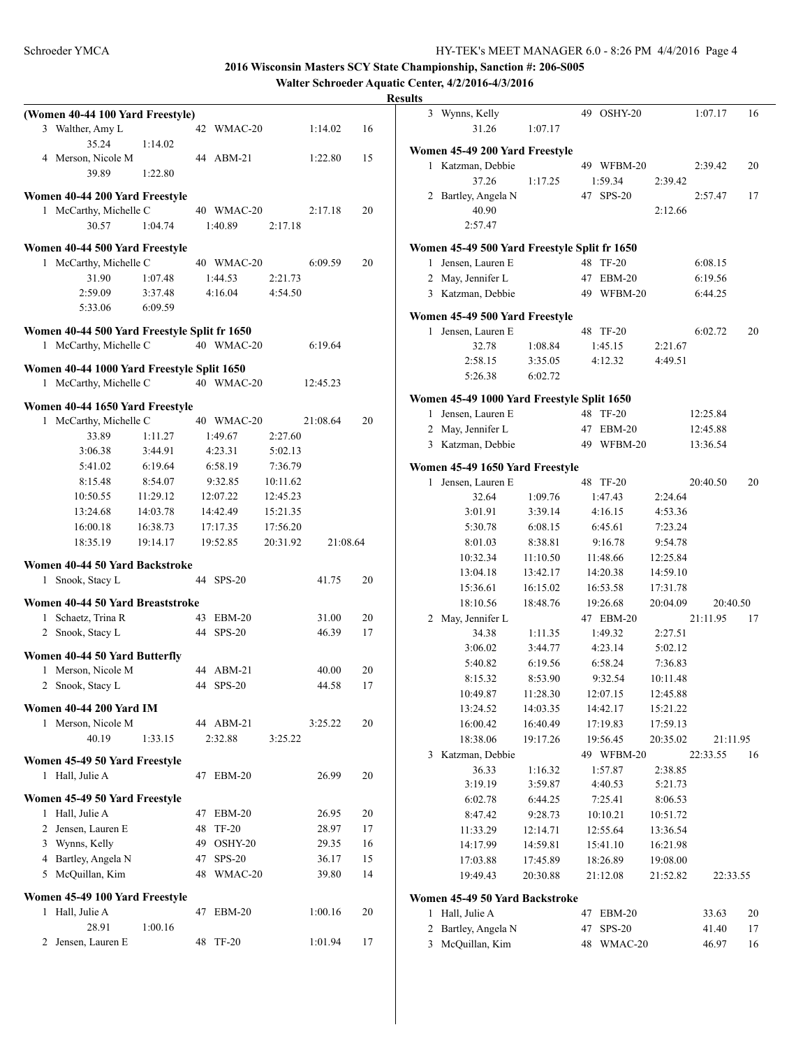**2016 Wisconsin Masters SCY State Championship, Sanction #: 206-S005**

**Walter Schroeder Aquatic Center, 4/2/2016-4/3/2016**

**Results**

**(Women 40-44 100 Yard Freestyle)**

3 Walther, Amy L — 42 WMAC-20 — 1:14.02 — 16
35.24 1:14.02

4 Merson, Nicole M — 44 ABM-21 — 1:22.80 — 15
39.89 1:22.80

**Women 40-44 200 Yard Freestyle**

1 McCarthy, Michelle C — 40 WMAC-20 — 2:17.18 — 20
30.57 1:04.74 1:40.89 2:17.18

**Women 40-44 500 Yard Freestyle**

1 McCarthy, Michelle C — 40 WMAC-20 — 6:09.59 — 20
31.90 1:07.48 1:44.53 2:21.73
2:59.09 3:37.48 4:16.04 4:54.50
5:33.06 6:09.59

**Women 40-44 500 Yard Freestyle Split fr 1650**

1 McCarthy, Michelle C — 40 WMAC-20 — 6:19.64

**Women 40-44 1000 Yard Freestyle Split 1650**

1 McCarthy, Michelle C — 40 WMAC-20 — 12:45.23

**Women 40-44 1650 Yard Freestyle**

1 McCarthy, Michelle C — 40 WMAC-20 — 21:08.64 — 20
33.89 1:11.27 1:49.67 2:27.60
3:06.38 3:44.91 4:23.31 5:02.13
5:41.02 6:19.64 6:58.19 7:36.79
8:15.48 8:54.07 9:32.85 10:11.62
10:50.55 11:29.12 12:07.22 12:45.23
13:24.68 14:03.78 14:42.49 15:21.35
16:00.18 16:38.73 17:17.35 17:56.20
18:35.19 19:14.17 19:52.85 20:31.92 21:08.64

**Women 40-44 50 Yard Backstroke**

| Place | Name | Age | Team | Time | Points |
|---|---|---|---|---|---|
| 1 | Snook, Stacy L | 44 | SPS-20 | 41.75 | 20 |

**Women 40-44 50 Yard Breaststroke**

| Place | Name | Age | Team | Time | Points |
|---|---|---|---|---|---|
| 1 | Schaetz, Trina R | 43 | EBM-20 | 31.00 | 20 |
| 2 | Snook, Stacy L | 44 | SPS-20 | 46.39 | 17 |

**Women 40-44 50 Yard Butterfly**

| Place | Name | Age | Team | Time | Points |
|---|---|---|---|---|---|
| 1 | Merson, Nicole M | 44 | ABM-21 | 40.00 | 20 |
| 2 | Snook, Stacy L | 44 | SPS-20 | 44.58 | 17 |

**Women 40-44 200 Yard IM**

1 Merson, Nicole M — 44 ABM-21 — 3:25.22 — 20
40.19 1:33.15 2:32.88 3:25.22

**Women 45-49 50 Yard Freestyle**

| Place | Name | Age | Team | Time | Points |
|---|---|---|---|---|---|
| 1 | Hall, Julie A | 47 | EBM-20 | 26.99 | 20 |

**Women 45-49 50 Yard Freestyle**

| Place | Name | Age | Team | Time | Points |
|---|---|---|---|---|---|
| 1 | Hall, Julie A | 47 | EBM-20 | 26.95 | 20 |
| 2 | Jensen, Lauren E | 48 | TF-20 | 28.97 | 17 |
| 3 | Wynns, Kelly | 49 | OSHY-20 | 29.35 | 16 |
| 4 | Bartley, Angela N | 47 | SPS-20 | 36.17 | 15 |
| 5 | McQuillan, Kim | 48 | WMAC-20 | 39.80 | 14 |

**Women 45-49 100 Yard Freestyle**

1 Hall, Julie A — 47 EBM-20 — 1:00.16 — 20
28.91 1:00.16

2 Jensen, Lauren E — 48 TF-20 — 1:01.94 — 17

3 Wynns, Kelly — 49 OSHY-20 — 1:07.17 — 16
31.26 1:07.17

**Women 45-49 200 Yard Freestyle**

1 Katzman, Debbie — 49 WFBM-20 — 2:39.42 — 20
37.26 1:17.25 1:59.34 2:39.42

2 Bartley, Angela N — 47 SPS-20 — 2:57.47 — 17
40.90 2:12.66
2:57.47

**Women 45-49 500 Yard Freestyle Split fr 1650**

| Place | Name | Age | Team | Time |
|---|---|---|---|---|
| 1 | Jensen, Lauren E | 48 | TF-20 | 6:08.15 |
| 2 | May, Jennifer L | 47 | EBM-20 | 6:19.56 |
| 3 | Katzman, Debbie | 49 | WFBM-20 | 6:44.25 |

**Women 45-49 500 Yard Freestyle**

1 Jensen, Lauren E — 48 TF-20 — 6:02.72 — 20
32.78 1:08.84 1:45.15 2:21.67
2:58.15 3:35.05 4:12.32 4:49.51
5:26.38 6:02.72

**Women 45-49 1000 Yard Freestyle Split 1650**

| Place | Name | Age | Team | Time |
|---|---|---|---|---|
| 1 | Jensen, Lauren E | 48 | TF-20 | 12:25.84 |
| 2 | May, Jennifer L | 47 | EBM-20 | 12:45.88 |
| 3 | Katzman, Debbie | 49 | WFBM-20 | 13:36.54 |

**Women 45-49 1650 Yard Freestyle**

1 Jensen, Lauren E — 48 TF-20 — 20:40.50 — 20
32.64 1:09.76 1:47.43 2:24.64
3:01.91 3:39.14 4:16.15 4:53.36
5:30.78 6:08.15 6:45.61 7:23.24
8:01.03 8:38.81 9:16.78 9:54.78
10:32.34 11:10.50 11:48.66 12:25.84
13:04.18 13:42.17 14:20.38 14:59.10
15:36.61 16:15.02 16:53.58 17:31.78
18:10.56 18:48.76 19:26.68 20:04.09 20:40.50

2 May, Jennifer L — 47 EBM-20 — 21:11.95 — 17
34.38 1:11.35 1:49.32 2:27.51
3:06.02 3:44.77 4:23.14 5:02.12
5:40.82 6:19.56 6:58.24 7:36.83
8:15.32 8:53.90 9:32.54 10:11.48
10:49.87 11:28.30 12:07.15 12:45.88
13:24.52 14:03.35 14:42.17 15:21.22
16:00.42 16:40.49 17:19.83 17:59.13
18:38.06 19:17.26 19:56.45 20:35.02 21:11.95

3 Katzman, Debbie — 49 WFBM-20 — 22:33.55 — 16
36.33 1:16.32 1:57.87 2:38.85
3:19.19 3:59.87 4:40.53 5:21.73
6:02.78 6:44.25 7:25.41 8:06.53
8:47.42 9:28.73 10:10.21 10:51.72
11:33.29 12:14.71 12:55.64 13:36.54
14:17.99 14:59.81 15:41.10 16:21.98
17:03.88 17:45.89 18:26.89 19:08.00
19:49.43 20:30.88 21:12.08 21:52.82 22:33.55

**Women 45-49 50 Yard Backstroke**

| Place | Name | Age | Team | Time | Points |
|---|---|---|---|---|---|
| 1 | Hall, Julie A | 47 | EBM-20 | 33.63 | 20 |
| 2 | Bartley, Angela N | 47 | SPS-20 | 41.40 | 17 |
| 3 | McQuillan, Kim | 48 | WMAC-20 | 46.97 | 16 |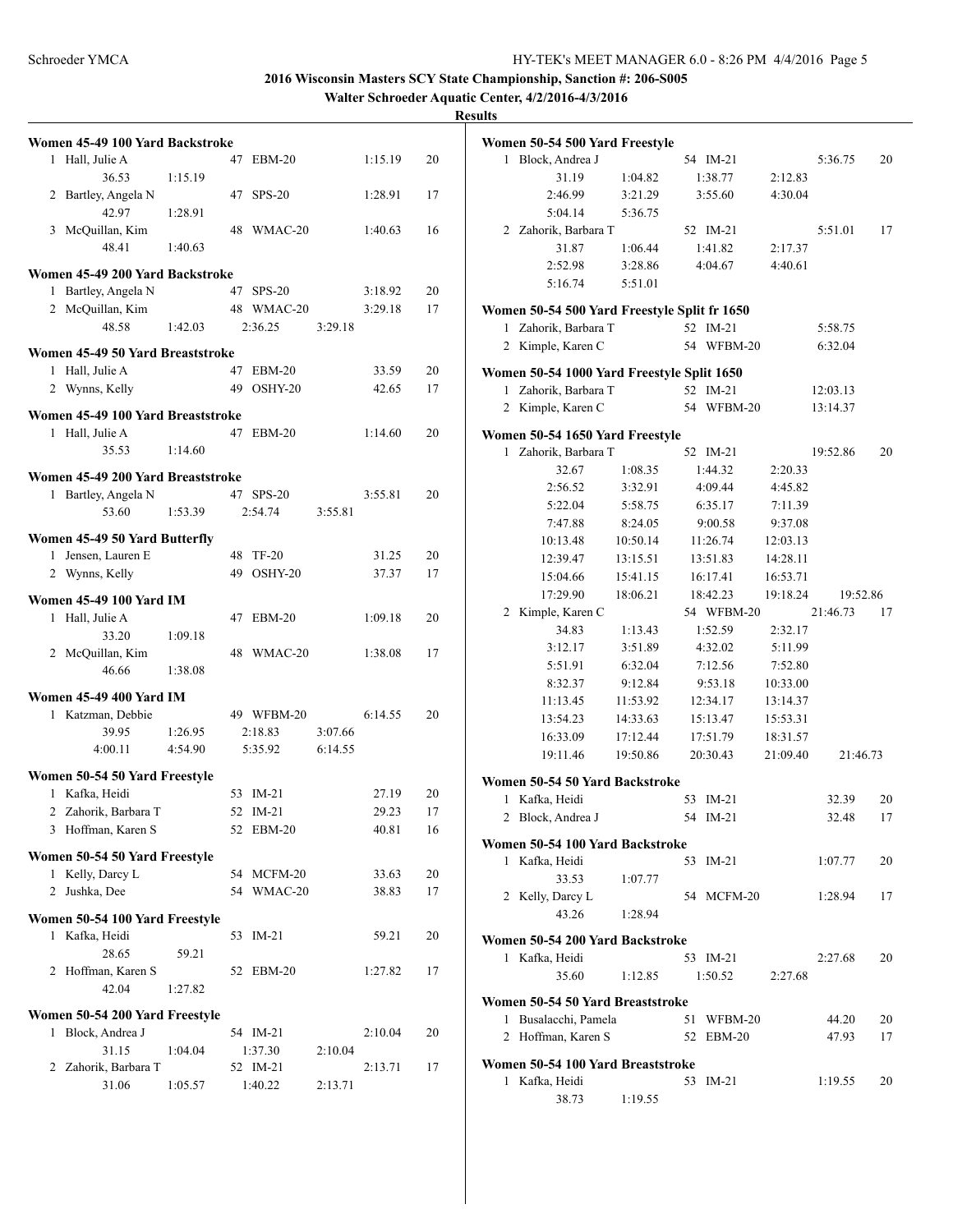**2016 Wisconsin Masters SCY State Championship, Sanction #: 206-S005**

**Walter Schroeder Aquatic Center, 4/2/2016-4/3/2016**

**Results**

### Women 45-49 100 Yard Backstroke

| Place | Name | Age | Team | Time | Points |
|---|---|---|---|---|---|
| 1 | Hall, Julie A | 47 | EBM-20 | 1:15.19 | 20 |
| | 36.53, 1:15.19 | | | | |
| 2 | Bartley, Angela N | 47 | SPS-20 | 1:28.91 | 17 |
| | 42.97, 1:28.91 | | | | |
| 3 | McQuillan, Kim | 48 | WMAC-20 | 1:40.63 | 16 |
| | 48.41, 1:40.63 | | | | |

### Women 45-49 200 Yard Backstroke

| Place | Name | Age | Team | Time | Points |
|---|---|---|---|---|---|
| 1 | Bartley, Angela N | 47 | SPS-20 | 3:18.92 | 20 |
| 2 | McQuillan, Kim | 48 | WMAC-20 | 3:29.18 | 17 |
| | 48.58, 1:42.03, 2:36.25, 3:29.18 | | | | |

### Women 45-49 50 Yard Breaststroke

| Place | Name | Age | Team | Time | Points |
|---|---|---|---|---|---|
| 1 | Hall, Julie A | 47 | EBM-20 | 33.59 | 20 |
| 2 | Wynns, Kelly | 49 | OSHY-20 | 42.65 | 17 |

### Women 45-49 100 Yard Breaststroke

| Place | Name | Age | Team | Time | Points |
|---|---|---|---|---|---|
| 1 | Hall, Julie A | 47 | EBM-20 | 1:14.60 | 20 |
| | 35.53, 1:14.60 | | | | |

### Women 45-49 200 Yard Breaststroke

| Place | Name | Age | Team | Time | Points |
|---|---|---|---|---|---|
| 1 | Bartley, Angela N | 47 | SPS-20 | 3:55.81 | 20 |
| | 53.60, 1:53.39, 2:54.74, 3:55.81 | | | | |

### Women 45-49 50 Yard Butterfly

| Place | Name | Age | Team | Time | Points |
|---|---|---|---|---|---|
| 1 | Jensen, Lauren E | 48 | TF-20 | 31.25 | 20 |
| 2 | Wynns, Kelly | 49 | OSHY-20 | 37.37 | 17 |

### Women 45-49 100 Yard IM

| Place | Name | Age | Team | Time | Points |
|---|---|---|---|---|---|
| 1 | Hall, Julie A | 47 | EBM-20 | 1:09.18 | 20 |
| | 33.20, 1:09.18 | | | | |
| 2 | McQuillan, Kim | 48 | WMAC-20 | 1:38.08 | 17 |
| | 46.66, 1:38.08 | | | | |

### Women 45-49 400 Yard IM

| Place | Name | Age | Team | Time | Points |
|---|---|---|---|---|---|
| 1 | Katzman, Debbie | 49 | WFBM-20 | 6:14.55 | 20 |
| | 39.95, 1:26.95, 2:18.83, 3:07.66, 4:00.11, 4:54.90, 5:35.92, 6:14.55 | | | | |

### Women 50-54 50 Yard Freestyle

| Place | Name | Age | Team | Time | Points |
|---|---|---|---|---|---|
| 1 | Kafka, Heidi | 53 | IM-21 | 27.19 | 20 |
| 2 | Zahorik, Barbara T | 52 | IM-21 | 29.23 | 17 |
| 3 | Hoffman, Karen S | 52 | EBM-20 | 40.81 | 16 |

### Women 50-54 50 Yard Freestyle

| Place | Name | Age | Team | Time | Points |
|---|---|---|---|---|---|
| 1 | Kelly, Darcy L | 54 | MCFM-20 | 33.63 | 20 |
| 2 | Jushka, Dee | 54 | WMAC-20 | 38.83 | 17 |

### Women 50-54 100 Yard Freestyle

| Place | Name | Age | Team | Time | Points |
|---|---|---|---|---|---|
| 1 | Kafka, Heidi | 53 | IM-21 | 59.21 | 20 |
| | 28.65, 59.21 | | | | |
| 2 | Hoffman, Karen S | 52 | EBM-20 | 1:27.82 | 17 |
| | 42.04, 1:27.82 | | | | |

### Women 50-54 200 Yard Freestyle

| Place | Name | Age | Team | Time | Points |
|---|---|---|---|---|---|
| 1 | Block, Andrea J | 54 | IM-21 | 2:10.04 | 20 |
| | 31.15, 1:04.04, 1:37.30, 2:10.04 | | | | |
| 2 | Zahorik, Barbara T | 52 | IM-21 | 2:13.71 | 17 |
| | 31.06, 1:05.57, 1:40.22, 2:13.71 | | | | |

### Women 50-54 500 Yard Freestyle

| Place | Name | Age | Team | Time | Points |
|---|---|---|---|---|---|
| 1 | Block, Andrea J | 54 | IM-21 | 5:36.75 | 20 |
| | 31.19, 1:04.82, 1:38.77, 2:12.83, 2:46.99, 3:21.29, 3:55.60, 4:30.04, 5:04.14, 5:36.75 | | | | |
| 2 | Zahorik, Barbara T | 52 | IM-21 | 5:51.01 | 17 |
| | 31.87, 1:06.44, 1:41.82, 2:17.37, 2:52.98, 3:28.86, 4:04.67, 4:40.61, 5:16.74, 5:51.01 | | | | |

### Women 50-54 500 Yard Freestyle Split fr 1650

| Place | Name | Age | Team | Time |
|---|---|---|---|---|
| 1 | Zahorik, Barbara T | 52 | IM-21 | 5:58.75 |
| 2 | Kimple, Karen C | 54 | WFBM-20 | 6:32.04 |

### Women 50-54 1000 Yard Freestyle Split 1650

| Place | Name | Age | Team | Time |
|---|---|---|---|---|
| 1 | Zahorik, Barbara T | 52 | IM-21 | 12:03.13 |
| 2 | Kimple, Karen C | 54 | WFBM-20 | 13:14.37 |

### Women 50-54 1650 Yard Freestyle

| Place | Name | Age | Team | Time | Points |
|---|---|---|---|---|---|
| 1 | Zahorik, Barbara T | 52 | IM-21 | 19:52.86 | 20 |
| | 32.67, 1:08.35, 1:44.32, 2:20.33, 2:56.52, 3:32.91, 4:09.44, 4:45.82, 5:22.04, 5:58.75, 6:35.17, 7:11.39, 7:47.88, 8:24.05, 9:00.58, 9:37.08, 10:13.48, 10:50.14, 11:26.74, 12:03.13, 12:39.47, 13:15.51, 13:51.83, 14:28.11, 15:04.66, 15:41.15, 16:17.41, 16:53.71, 17:29.90, 18:06.21, 18:42.23, 19:18.24, 19:52.86 | | | | |
| 2 | Kimple, Karen C | 54 | WFBM-20 | 21:46.73 | 17 |
| | 34.83, 1:13.43, 1:52.59, 2:32.17, 3:12.17, 3:51.89, 4:32.02, 5:11.99, 5:51.91, 6:32.04, 7:12.56, 7:52.80, 8:32.37, 9:12.84, 9:53.18, 10:33.00, 11:13.45, 11:53.92, 12:34.17, 13:14.37, 13:54.23, 14:33.63, 15:13.47, 15:53.31, 16:33.09, 17:12.44, 17:51.79, 18:31.57, 19:11.46, 19:50.86, 20:30.43, 21:09.40, 21:46.73 | | | | |

### Women 50-54 50 Yard Backstroke

| Place | Name | Age | Team | Time | Points |
|---|---|---|---|---|---|
| 1 | Kafka, Heidi | 53 | IM-21 | 32.39 | 20 |
| 2 | Block, Andrea J | 54 | IM-21 | 32.48 | 17 |

### Women 50-54 100 Yard Backstroke

| Place | Name | Age | Team | Time | Points |
|---|---|---|---|---|---|
| 1 | Kafka, Heidi | 53 | IM-21 | 1:07.77 | 20 |
| | 33.53, 1:07.77 | | | | |
| 2 | Kelly, Darcy L | 54 | MCFM-20 | 1:28.94 | 17 |
| | 43.26, 1:28.94 | | | | |

### Women 50-54 200 Yard Backstroke

| Place | Name | Age | Team | Time | Points |
|---|---|---|---|---|---|
| 1 | Kafka, Heidi | 53 | IM-21 | 2:27.68 | 20 |
| | 35.60, 1:12.85, 1:50.52, 2:27.68 | | | | |

### Women 50-54 50 Yard Breaststroke

| Place | Name | Age | Team | Time | Points |
|---|---|---|---|---|---|
| 1 | Busalacchi, Pamela | 51 | WFBM-20 | 44.20 | 20 |
| 2 | Hoffman, Karen S | 52 | EBM-20 | 47.93 | 17 |

### Women 50-54 100 Yard Breaststroke

| Place | Name | Age | Team | Time | Points |
|---|---|---|---|---|---|
| 1 | Kafka, Heidi | 53 | IM-21 | 1:19.55 | 20 |
| | 38.73, 1:19.55 | | | | |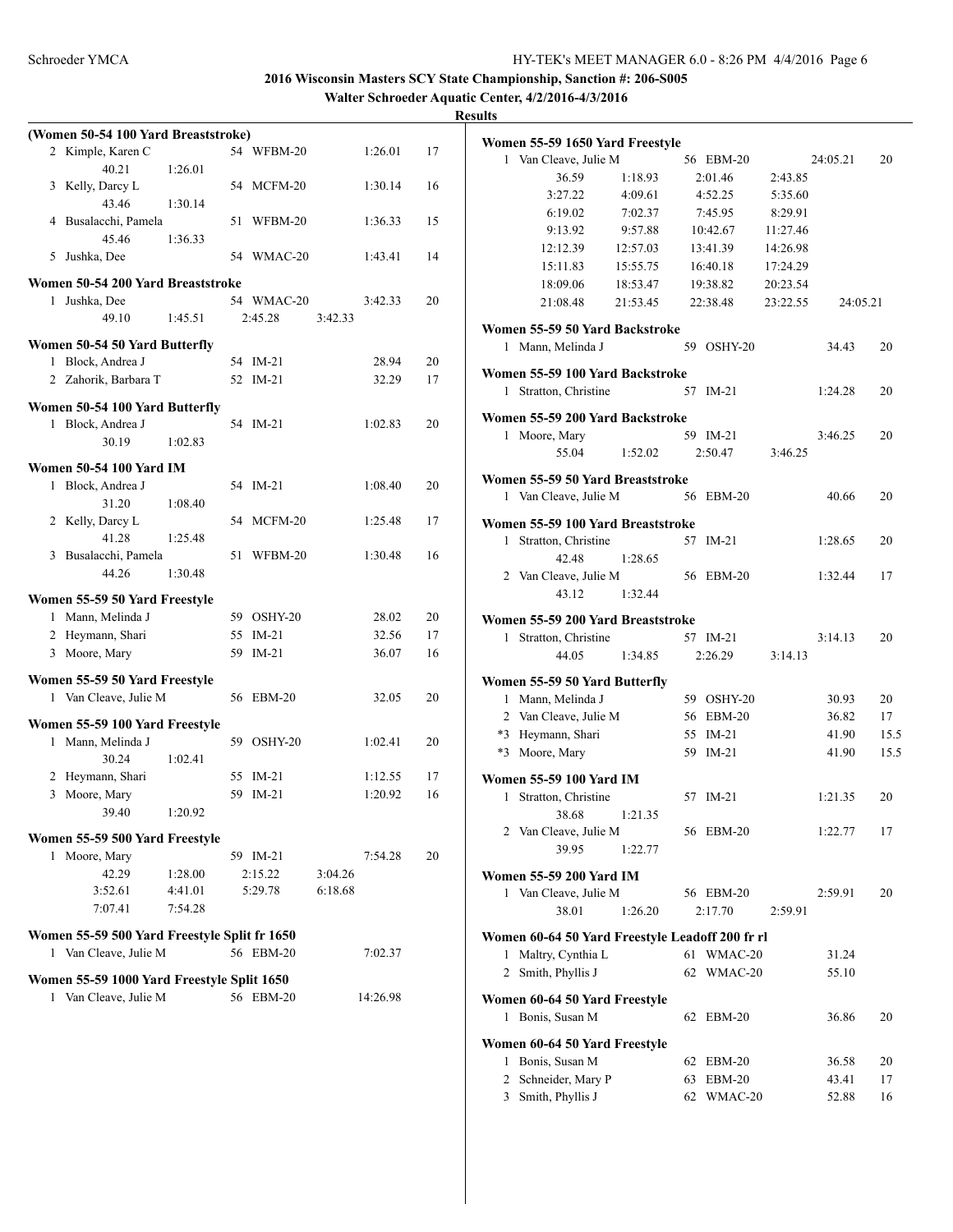**2016 Wisconsin Masters SCY State Championship, Sanction #: 206-S005**

**Walter Schroeder Aquatic Center, 4/2/2016-4/3/2016**

**Results**

### (Women 50-54 100 Yard Breaststroke)

| Place | Name | Age | Team | Time | Points |
|---|---|---|---|---|---|
| 2 | Kimple, Karen C | 54 | WFBM-20 | 1:26.01 | 17 |
| | 40.21 1:26.01 | | | | |
| 3 | Kelly, Darcy L | 54 | MCFM-20 | 1:30.14 | 16 |
| | 43.46 1:30.14 | | | | |
| 4 | Busalacchi, Pamela | 51 | WFBM-20 | 1:36.33 | 15 |
| | 45.46 1:36.33 | | | | |
| 5 | Jushka, Dee | 54 | WMAC-20 | 1:43.41 | 14 |

### Women 50-54 200 Yard Breaststroke

| Place | Name | Age | Team | Time | Points |
|---|---|---|---|---|---|
| 1 | Jushka, Dee | 54 | WMAC-20 | 3:42.33 | 20 |
| | 49.10 1:45.51 2:45.28 3:42.33 | | | | |

### Women 50-54 50 Yard Butterfly

| Place | Name | Age | Team | Time | Points |
|---|---|---|---|---|---|
| 1 | Block, Andrea J | 54 | IM-21 | 28.94 | 20 |
| 2 | Zahorik, Barbara T | 52 | IM-21 | 32.29 | 17 |

### Women 50-54 100 Yard Butterfly

| Place | Name | Age | Team | Time | Points |
|---|---|---|---|---|---|
| 1 | Block, Andrea J | 54 | IM-21 | 1:02.83 | 20 |
| | 30.19 1:02.83 | | | | |

### Women 50-54 100 Yard IM

| Place | Name | Age | Team | Time | Points |
|---|---|---|---|---|---|
| 1 | Block, Andrea J | 54 | IM-21 | 1:08.40 | 20 |
| | 31.20 1:08.40 | | | | |
| 2 | Kelly, Darcy L | 54 | MCFM-20 | 1:25.48 | 17 |
| | 41.28 1:25.48 | | | | |
| 3 | Busalacchi, Pamela | 51 | WFBM-20 | 1:30.48 | 16 |
| | 44.26 1:30.48 | | | | |

### Women 55-59 50 Yard Freestyle

| Place | Name | Age | Team | Time | Points |
|---|---|---|---|---|---|
| 1 | Mann, Melinda J | 59 | OSHY-20 | 28.02 | 20 |
| 2 | Heymann, Shari | 55 | IM-21 | 32.56 | 17 |
| 3 | Moore, Mary | 59 | IM-21 | 36.07 | 16 |

### Women 55-59 50 Yard Freestyle

| Place | Name | Age | Team | Time | Points |
|---|---|---|---|---|---|
| 1 | Van Cleave, Julie M | 56 | EBM-20 | 32.05 | 20 |

### Women 55-59 100 Yard Freestyle

| Place | Name | Age | Team | Time | Points |
|---|---|---|---|---|---|
| 1 | Mann, Melinda J | 59 | OSHY-20 | 1:02.41 | 20 |
| | 30.24 1:02.41 | | | | |
| 2 | Heymann, Shari | 55 | IM-21 | 1:12.55 | 17 |
| 3 | Moore, Mary | 59 | IM-21 | 1:20.92 | 16 |
| | 39.40 1:20.92 | | | | |

### Women 55-59 500 Yard Freestyle

| Place | Name | Age | Team | Time | Points |
|---|---|---|---|---|---|
| 1 | Moore, Mary | 59 | IM-21 | 7:54.28 | 20 |
| | 42.29 1:28.00 2:15.22 3:04.26 | | | | |
| | 3:52.61 4:41.01 5:29.78 6:18.68 | | | | |
| | 7:07.41 7:54.28 | | | | |

### Women 55-59 500 Yard Freestyle Split fr 1650

| Place | Name | Age | Team | Time |
|---|---|---|---|---|
| 1 | Van Cleave, Julie M | 56 | EBM-20 | 7:02.37 |

### Women 55-59 1000 Yard Freestyle Split 1650

| Place | Name | Age | Team | Time |
|---|---|---|---|---|
| 1 | Van Cleave, Julie M | 56 | EBM-20 | 14:26.98 |

### Women 55-59 1650 Yard Freestyle

| Place | Name | Age | Team | Time | Points |
|---|---|---|---|---|---|
| 1 | Van Cleave, Julie M | 56 | EBM-20 | 24:05.21 | 20 |
| | 36.59 1:18.93 2:01.46 2:43.85 | | | | |
| | 3:27.22 4:09.61 4:52.25 5:35.60 | | | | |
| | 6:19.02 7:02.37 7:45.95 8:29.91 | | | | |
| | 9:13.92 9:57.88 10:42.67 11:27.46 | | | | |
| | 12:12.39 12:57.03 13:41.39 14:26.98 | | | | |
| | 15:11.83 15:55.75 16:40.18 17:24.29 | | | | |
| | 18:09.06 18:53.47 19:38.82 20:23.54 | | | | |
| | 21:08.48 21:53.45 22:38.48 23:22.55 24:05.21 | | | | |

### Women 55-59 50 Yard Backstroke

| Place | Name | Age | Team | Time | Points |
|---|---|---|---|---|---|
| 1 | Mann, Melinda J | 59 | OSHY-20 | 34.43 | 20 |

### Women 55-59 100 Yard Backstroke

| Place | Name | Age | Team | Time | Points |
|---|---|---|---|---|---|
| 1 | Stratton, Christine | 57 | IM-21 | 1:24.28 | 20 |

### Women 55-59 200 Yard Backstroke

| Place | Name | Age | Team | Time | Points |
|---|---|---|---|---|---|
| 1 | Moore, Mary | 59 | IM-21 | 3:46.25 | 20 |
| | 55.04 1:52.02 2:50.47 3:46.25 | | | | |

### Women 55-59 50 Yard Breaststroke

| Place | Name | Age | Team | Time | Points |
|---|---|---|---|---|---|
| 1 | Van Cleave, Julie M | 56 | EBM-20 | 40.66 | 20 |

### Women 55-59 100 Yard Breaststroke

| Place | Name | Age | Team | Time | Points |
|---|---|---|---|---|---|
| 1 | Stratton, Christine | 57 | IM-21 | 1:28.65 | 20 |
| | 42.48 1:28.65 | | | | |
| 2 | Van Cleave, Julie M | 56 | EBM-20 | 1:32.44 | 17 |
| | 43.12 1:32.44 | | | | |

### Women 55-59 200 Yard Breaststroke

| Place | Name | Age | Team | Time | Points |
|---|---|---|---|---|---|
| 1 | Stratton, Christine | 57 | IM-21 | 3:14.13 | 20 |
| | 44.05 1:34.85 2:26.29 3:14.13 | | | | |

### Women 55-59 50 Yard Butterfly

| Place | Name | Age | Team | Time | Points |
|---|---|---|---|---|---|
| 1 | Mann, Melinda J | 59 | OSHY-20 | 30.93 | 20 |
| 2 | Van Cleave, Julie M | 56 | EBM-20 | 36.82 | 17 |
| *3 | Heymann, Shari | 55 | IM-21 | 41.90 | 15.5 |
| *3 | Moore, Mary | 59 | IM-21 | 41.90 | 15.5 |

### Women 55-59 100 Yard IM

| Place | Name | Age | Team | Time | Points |
|---|---|---|---|---|---|
| 1 | Stratton, Christine | 57 | IM-21 | 1:21.35 | 20 |
| | 38.68 1:21.35 | | | | |
| 2 | Van Cleave, Julie M | 56 | EBM-20 | 1:22.77 | 17 |
| | 39.95 1:22.77 | | | | |

### Women 55-59 200 Yard IM

| Place | Name | Age | Team | Time | Points |
|---|---|---|---|---|---|
| 1 | Van Cleave, Julie M | 56 | EBM-20 | 2:59.91 | 20 |
| | 38.01 1:26.20 2:17.70 2:59.91 | | | | |

### Women 60-64 50 Yard Freestyle Leadoff 200 fr rl

| Place | Name | Age | Team | Time |
|---|---|---|---|---|
| 1 | Maltry, Cynthia L | 61 | WMAC-20 | 31.24 |
| 2 | Smith, Phyllis J | 62 | WMAC-20 | 55.10 |

### Women 60-64 50 Yard Freestyle

| Place | Name | Age | Team | Time | Points |
|---|---|---|---|---|---|
| 1 | Bonis, Susan M | 62 | EBM-20 | 36.86 | 20 |

### Women 60-64 50 Yard Freestyle

| Place | Name | Age | Team | Time | Points |
|---|---|---|---|---|---|
| 1 | Bonis, Susan M | 62 | EBM-20 | 36.58 | 20 |
| 2 | Schneider, Mary P | 63 | EBM-20 | 43.41 | 17 |
| 3 | Smith, Phyllis J | 62 | WMAC-20 | 52.88 | 16 |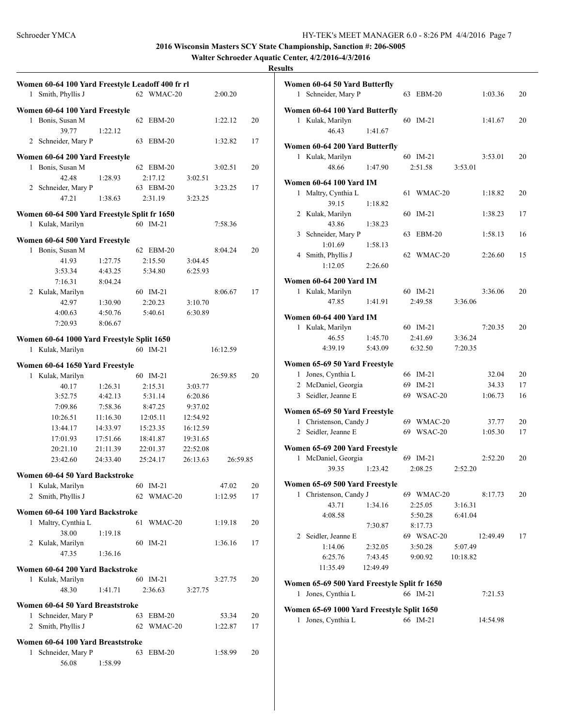**2016 Wisconsin Masters SCY State Championship, Sanction #: 206-S005**

**Walter Schroeder Aquatic Center, 4/2/2016-4/3/2016**

**Results**

### Women 60-64 100 Yard Freestyle Leadoff 400 fr rl

| | Name | Age | Team | Time | Points |
|---|---|---|---|---|---|
| 1 | Smith, Phyllis J | 62 | WMAC-20 | 2:00.20 | |

### Women 60-64 100 Yard Freestyle

| | Name | Age | Team | Time | Points |
|---|---|---|---|---|---|
| 1 | Bonis, Susan M | 62 | EBM-20 | 1:22.12 | 20 |
| | 39.77 1:22.12 | | | | |
| 2 | Schneider, Mary P | 63 | EBM-20 | 1:32.82 | 17 |

### Women 60-64 200 Yard Freestyle

| | Name | Age | Team | Time | Points |
|---|---|---|---|---|---|
| 1 | Bonis, Susan M | 62 | EBM-20 | 3:02.51 | 20 |
| | 42.48 1:28.93 2:17.12 3:02.51 | | | | |
| 2 | Schneider, Mary P | 63 | EBM-20 | 3:23.25 | 17 |
| | 47.21 1:38.63 2:31.19 3:23.25 | | | | |

### Women 60-64 500 Yard Freestyle Split fr 1650

| | Name | Age | Team | Time | Points |
|---|---|---|---|---|---|
| 1 | Kulak, Marilyn | 60 | IM-21 | 7:58.36 | |

### Women 60-64 500 Yard Freestyle

| | Name | Age | Team | Time | Points |
|---|---|---|---|---|---|
| 1 | Bonis, Susan M | 62 | EBM-20 | 8:04.24 | 20 |
| | 41.93 1:27.75 2:15.50 3:04.45 | | | | |
| | 3:53.34 4:43.25 5:34.80 6:25.93 | | | | |
| | 7:16.31 8:04.24 | | | | |
| 2 | Kulak, Marilyn | 60 | IM-21 | 8:06.67 | 17 |
| | 42.97 1:30.90 2:20.23 3:10.70 | | | | |
| | 4:00.63 4:50.76 5:40.61 6:30.89 | | | | |
| | 7:20.93 8:06.67 | | | | |

### Women 60-64 1000 Yard Freestyle Split 1650

| | Name | Age | Team | Time | Points |
|---|---|---|---|---|---|
| 1 | Kulak, Marilyn | 60 | IM-21 | 16:12.59 | |

### Women 60-64 1650 Yard Freestyle

| | Name | Age | Team | Time | Points |
|---|---|---|---|---|---|
| 1 | Kulak, Marilyn | 60 | IM-21 | 26:59.85 | 20 |
| | 40.17 1:26.31 2:15.31 3:03.77 | | | | |
| | 3:52.75 4:42.13 5:31.14 6:20.86 | | | | |
| | 7:09.86 7:58.36 8:47.25 9:37.02 | | | | |
| | 10:26.51 11:16.30 12:05.11 12:54.92 | | | | |
| | 13:44.17 14:33.97 15:23.35 16:12.59 | | | | |
| | 17:01.93 17:51.66 18:41.87 19:31.65 | | | | |
| | 20:21.10 21:11.39 22:01.37 22:52.08 | | | | |
| | 23:42.60 24:33.40 25:24.17 26:13.63 26:59.85 | | | | |

### Women 60-64 50 Yard Backstroke

| | Name | Age | Team | Time | Points |
|---|---|---|---|---|---|
| 1 | Kulak, Marilyn | 60 | IM-21 | 47.02 | 20 |
| 2 | Smith, Phyllis J | 62 | WMAC-20 | 1:12.95 | 17 |

### Women 60-64 100 Yard Backstroke

| | Name | Age | Team | Time | Points |
|---|---|---|---|---|---|
| 1 | Maltry, Cynthia L | 61 | WMAC-20 | 1:19.18 | 20 |
| | 38.00 1:19.18 | | | | |
| 2 | Kulak, Marilyn | 60 | IM-21 | 1:36.16 | 17 |
| | 47.35 1:36.16 | | | | |

### Women 60-64 200 Yard Backstroke

| | Name | Age | Team | Time | Points |
|---|---|---|---|---|---|
| 1 | Kulak, Marilyn | 60 | IM-21 | 3:27.75 | 20 |
| | 48.30 1:41.71 2:36.63 3:27.75 | | | | |

### Women 60-64 50 Yard Breaststroke

| | Name | Age | Team | Time | Points |
|---|---|---|---|---|---|
| 1 | Schneider, Mary P | 63 | EBM-20 | 53.34 | 20 |
| 2 | Smith, Phyllis J | 62 | WMAC-20 | 1:22.87 | 17 |

### Women 60-64 100 Yard Breaststroke

| | Name | Age | Team | Time | Points |
|---|---|---|---|---|---|
| 1 | Schneider, Mary P | 63 | EBM-20 | 1:58.99 | 20 |
| | 56.08 1:58.99 | | | | |

### Women 60-64 50 Yard Butterfly

| | Name | Age | Team | Time | Points |
|---|---|---|---|---|---|
| 1 | Schneider, Mary P | 63 | EBM-20 | 1:03.36 | 20 |

### Women 60-64 100 Yard Butterfly

| | Name | Age | Team | Time | Points |
|---|---|---|---|---|---|
| 1 | Kulak, Marilyn | 60 | IM-21 | 1:41.67 | 20 |
| | 46.43 1:41.67 | | | | |

### Women 60-64 200 Yard Butterfly

| | Name | Age | Team | Time | Points |
|---|---|---|---|---|---|
| 1 | Kulak, Marilyn | 60 | IM-21 | 3:53.01 | 20 |
| | 48.66 1:47.90 2:51.58 3:53.01 | | | | |

### Women 60-64 100 Yard IM

| | Name | Age | Team | Time | Points |
|---|---|---|---|---|---|
| 1 | Maltry, Cynthia L | 61 | WMAC-20 | 1:18.82 | 20 |
| | 39.15 1:18.82 | | | | |
| 2 | Kulak, Marilyn | 60 | IM-21 | 1:38.23 | 17 |
| | 43.86 1:38.23 | | | | |
| 3 | Schneider, Mary P | 63 | EBM-20 | 1:58.13 | 16 |
| | 1:01.69 1:58.13 | | | | |
| 4 | Smith, Phyllis J | 62 | WMAC-20 | 2:26.60 | 15 |
| | 1:12.05 2:26.60 | | | | |

### Women 60-64 200 Yard IM

| | Name | Age | Team | Time | Points |
|---|---|---|---|---|---|
| 1 | Kulak, Marilyn | 60 | IM-21 | 3:36.06 | 20 |
| | 47.85 1:41.91 2:49.58 3:36.06 | | | | |

### Women 60-64 400 Yard IM

| | Name | Age | Team | Time | Points |
|---|---|---|---|---|---|
| 1 | Kulak, Marilyn | 60 | IM-21 | 7:20.35 | 20 |
| | 46.55 1:45.70 2:41.69 3:36.24 | | | | |
| | 4:39.19 5:43.09 6:32.50 7:20.35 | | | | |

### Women 65-69 50 Yard Freestyle

| | Name | Age | Team | Time | Points |
|---|---|---|---|---|---|
| 1 | Jones, Cynthia L | 66 | IM-21 | 32.04 | 20 |
| 2 | McDaniel, Georgia | 69 | IM-21 | 34.33 | 17 |
| 3 | Seidler, Jeanne E | 69 | WSAC-20 | 1:06.73 | 16 |

### Women 65-69 50 Yard Freestyle

| | Name | Age | Team | Time | Points |
|---|---|---|---|---|---|
| 1 | Christenson, Candy J | 69 | WMAC-20 | 37.77 | 20 |
| 2 | Seidler, Jeanne E | 69 | WSAC-20 | 1:05.30 | 17 |

### Women 65-69 200 Yard Freestyle

| | Name | Age | Team | Time | Points |
|---|---|---|---|---|---|
| 1 | McDaniel, Georgia | 69 | IM-21 | 2:52.20 | 20 |
| | 39.35 1:23.42 2:08.25 2:52.20 | | | | |

### Women 65-69 500 Yard Freestyle

| | Name | Age | Team | Time | Points |
|---|---|---|---|---|---|
| 1 | Christenson, Candy J | 69 | WMAC-20 | 8:17.73 | 20 |
| | 43.71 1:34.16 2:25.05 3:16.31 | | | | |
| | 4:08.58 5:50.28 6:41.04 | | | | |
| | 7:30.87 8:17.73 | | | | |
| 2 | Seidler, Jeanne E | 69 | WSAC-20 | 12:49.49 | 17 |
| | 1:14.06 2:32.05 3:50.28 5:07.49 | | | | |
| | 6:25.76 7:43.45 9:00.92 10:18.82 | | | | |
| | 11:35.49 12:49.49 | | | | |

### Women 65-69 500 Yard Freestyle Split fr 1650

| | Name | Age | Team | Time | Points |
|---|---|---|---|---|---|
| 1 | Jones, Cynthia L | 66 | IM-21 | 7:21.53 | |

### Women 65-69 1000 Yard Freestyle Split 1650

| | Name | Age | Team | Time | Points |
|---|---|---|---|---|---|
| 1 | Jones, Cynthia L | 66 | IM-21 | 14:54.98 | |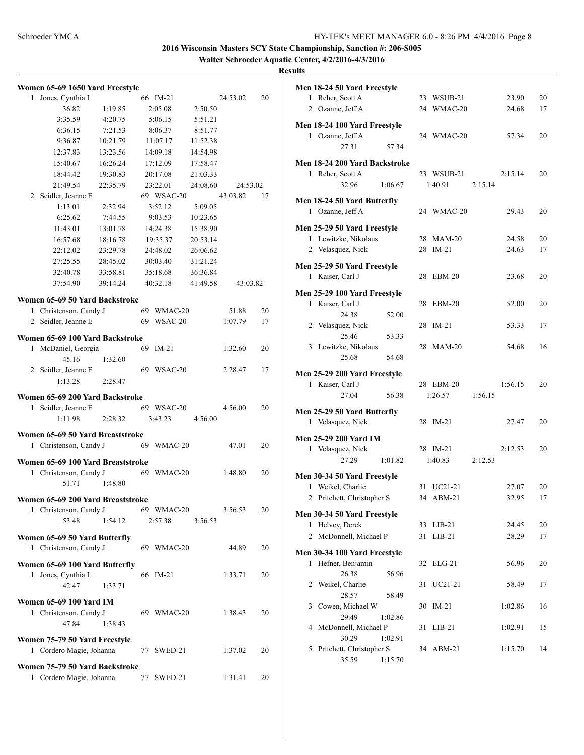# 2016 Wisconsin Masters SCY State Championship, Sanction #: 206-S005

## Walter Schroeder Aquatic Center, 4/2/2016-4/3/2016

### Results

**Women 65-69 1650 Yard Freestyle**

| Place | Name | Age | Team | Time | Points |
|---|---|---|---|---|---|
| 1 | Jones, Cynthia L | 66 | IM-21 | 24:53.02 | 20 |

36.82 1:19.85 2:05.08 2:50.50
3:35.59 4:20.75 5:06.15 5:51.21
6:36.15 7:21.53 8:06.37 8:51.77
9:36.87 10:21.79 11:07.17 11:52.38
12:37.83 13:23.56 14:09.18 14:54.98
15:40.67 16:26.24 17:12.09 17:58.47
18:44.42 19:30.83 20:17.08 21:03.33
21:49.54 22:35.79 23:22.01 24:08.60 24:53.02

| Place | Name | Age | Team | Time | Points |
|---|---|---|---|---|---|
| 2 | Seidler, Jeanne E | 69 | WSAC-20 | 43:03.82 | 17 |

1:13.01 2:32.94 3:52.12 5:09.05
6:25.62 7:44.55 9:03.53 10:23.65
11:43.01 13:01.78 14:24.38 15:38.90
16:57.68 18:16.78 19:35.37 20:53.14
22:12.02 23:29.78 24:48.02 26:06.62
27:25.55 28:45.02 30:03.40 31:21.24
32:40.78 33:58.81 35:18.68 36:36.84
37:54.90 39:14.24 40:32.18 41:49.58 43:03.82

**Women 65-69 50 Yard Backstroke**

| Place | Name | Age | Team | Time | Points |
|---|---|---|---|---|---|
| 1 | Christenson, Candy J | 69 | WMAC-20 | 51.88 | 20 |
| 2 | Seidler, Jeanne E | 69 | WSAC-20 | 1:07.79 | 17 |

**Women 65-69 100 Yard Backstroke**

| Place | Name | Age | Team | Time | Points |
|---|---|---|---|---|---|
| 1 | McDaniel, Georgia | 69 | IM-21 | 1:32.60 | 20 |
| | 45.16 1:32.60 | | | | |
| 2 | Seidler, Jeanne E | 69 | WSAC-20 | 2:28.47 | 17 |
| | 1:13.28 2:28.47 | | | | |

**Women 65-69 200 Yard Backstroke**

| Place | Name | Age | Team | Time | Points |
|---|---|---|---|---|---|
| 1 | Seidler, Jeanne E | 69 | WSAC-20 | 4:56.00 | 20 |
| | 1:11.98 2:28.32 3:43.23 4:56.00 | | | | |

**Women 65-69 50 Yard Breaststroke**

| Place | Name | Age | Team | Time | Points |
|---|---|---|---|---|---|
| 1 | Christenson, Candy J | 69 | WMAC-20 | 47.01 | 20 |

**Women 65-69 100 Yard Breaststroke**

| Place | Name | Age | Team | Time | Points |
|---|---|---|---|---|---|
| 1 | Christenson, Candy J | 69 | WMAC-20 | 1:48.80 | 20 |
| | 51.71 1:48.80 | | | | |

**Women 65-69 200 Yard Breaststroke**

| Place | Name | Age | Team | Time | Points |
|---|---|---|---|---|---|
| 1 | Christenson, Candy J | 69 | WMAC-20 | 3:56.53 | 20 |
| | 53.48 1:54.12 2:57.38 3:56.53 | | | | |

**Women 65-69 50 Yard Butterfly**

| Place | Name | Age | Team | Time | Points |
|---|---|---|---|---|---|
| 1 | Christenson, Candy J | 69 | WMAC-20 | 44.89 | 20 |

**Women 65-69 100 Yard Butterfly**

| Place | Name | Age | Team | Time | Points |
|---|---|---|---|---|---|
| 1 | Jones, Cynthia L | 66 | IM-21 | 1:33.71 | 20 |
| | 42.47 1:33.71 | | | | |

**Women 65-69 100 Yard IM**

| Place | Name | Age | Team | Time | Points |
|---|---|---|---|---|---|
| 1 | Christenson, Candy J | 69 | WMAC-20 | 1:38.43 | 20 |
| | 47.84 1:38.43 | | | | |

**Women 75-79 50 Yard Freestyle**

| Place | Name | Age | Team | Time | Points |
|---|---|---|---|---|---|
| 1 | Cordero Magie, Johanna | 77 | SWED-21 | 1:37.02 | 20 |

**Women 75-79 50 Yard Backstroke**

| Place | Name | Age | Team | Time | Points |
|---|---|---|---|---|---|
| 1 | Cordero Magie, Johanna | 77 | SWED-21 | 1:31.41 | 20 |

**Men 18-24 50 Yard Freestyle**

| Place | Name | Age | Team | Time | Points |
|---|---|---|---|---|---|
| 1 | Reher, Scott A | 23 | WSUB-21 | 23.90 | 20 |
| 2 | Ozanne, Jeff A | 24 | WMAC-20 | 24.68 | 17 |

**Men 18-24 100 Yard Freestyle**

| Place | Name | Age | Team | Time | Points |
|---|---|---|---|---|---|
| 1 | Ozanne, Jeff A | 24 | WMAC-20 | 57.34 | 20 |
| | 27.31 57.34 | | | | |

**Men 18-24 200 Yard Backstroke**

| Place | Name | Age | Team | Time | Points |
|---|---|---|---|---|---|
| 1 | Reher, Scott A | 23 | WSUB-21 | 2:15.14 | 20 |
| | 32.96 1:06.67 1:40.91 2:15.14 | | | | |

**Men 18-24 50 Yard Butterfly**

| Place | Name | Age | Team | Time | Points |
|---|---|---|---|---|---|
| 1 | Ozanne, Jeff A | 24 | WMAC-20 | 29.43 | 20 |

**Men 25-29 50 Yard Freestyle**

| Place | Name | Age | Team | Time | Points |
|---|---|---|---|---|---|
| 1 | Lewitzke, Nikolaus | 28 | MAM-20 | 24.58 | 20 |
| 2 | Velasquez, Nick | 28 | IM-21 | 24.63 | 17 |

**Men 25-29 50 Yard Freestyle**

| Place | Name | Age | Team | Time | Points |
|---|---|---|---|---|---|
| 1 | Kaiser, Carl J | 28 | EBM-20 | 23.68 | 20 |

**Men 25-29 100 Yard Freestyle**

| Place | Name | Age | Team | Time | Points |
|---|---|---|---|---|---|
| 1 | Kaiser, Carl J | 28 | EBM-20 | 52.00 | 20 |
| | 24.38 52.00 | | | | |
| 2 | Velasquez, Nick | 28 | IM-21 | 53.33 | 17 |
| | 25.46 53.33 | | | | |
| 3 | Lewitzke, Nikolaus | 28 | MAM-20 | 54.68 | 16 |
| | 25.68 54.68 | | | | |

**Men 25-29 200 Yard Freestyle**

| Place | Name | Age | Team | Time | Points |
|---|---|---|---|---|---|
| 1 | Kaiser, Carl J | 28 | EBM-20 | 1:56.15 | 20 |
| | 27.04 56.38 1:26.57 1:56.15 | | | | |

**Men 25-29 50 Yard Butterfly**

| Place | Name | Age | Team | Time | Points |
|---|---|---|---|---|---|
| 1 | Velasquez, Nick | 28 | IM-21 | 27.47 | 20 |

**Men 25-29 200 Yard IM**

| Place | Name | Age | Team | Time | Points |
|---|---|---|---|---|---|
| 1 | Velasquez, Nick | 28 | IM-21 | 2:12.53 | 20 |
| | 27.29 1:01.82 1:40.83 2:12.53 | | | | |

**Men 30-34 50 Yard Freestyle**

| Place | Name | Age | Team | Time | Points |
|---|---|---|---|---|---|
| 1 | Weikel, Charlie | 31 | UC21-21 | 27.07 | 20 |
| 2 | Pritchett, Christopher S | 34 | ABM-21 | 32.95 | 17 |

**Men 30-34 50 Yard Freestyle**

| Place | Name | Age | Team | Time | Points |
|---|---|---|---|---|---|
| 1 | Helvey, Derek | 33 | LIB-21 | 24.45 | 20 |
| 2 | McDonnell, Michael P | 31 | LIB-21 | 28.29 | 17 |

**Men 30-34 100 Yard Freestyle**

| Place | Name | Age | Team | Time | Points |
|---|---|---|---|---|---|
| 1 | Hefner, Benjamin | 32 | ELG-21 | 56.96 | 20 |
| | 26.38 56.96 | | | | |
| 2 | Weikel, Charlie | 31 | UC21-21 | 58.49 | 17 |
| | 28.57 58.49 | | | | |
| 3 | Cowen, Michael W | 30 | IM-21 | 1:02.86 | 16 |
| | 29.49 1:02.86 | | | | |
| 4 | McDonnell, Michael P | 31 | LIB-21 | 1:02.91 | 15 |
| | 30.29 1:02.91 | | | | |
| 5 | Pritchett, Christopher S | 34 | ABM-21 | 1:15.70 | 14 |
| | 35.59 1:15.70 | | | | |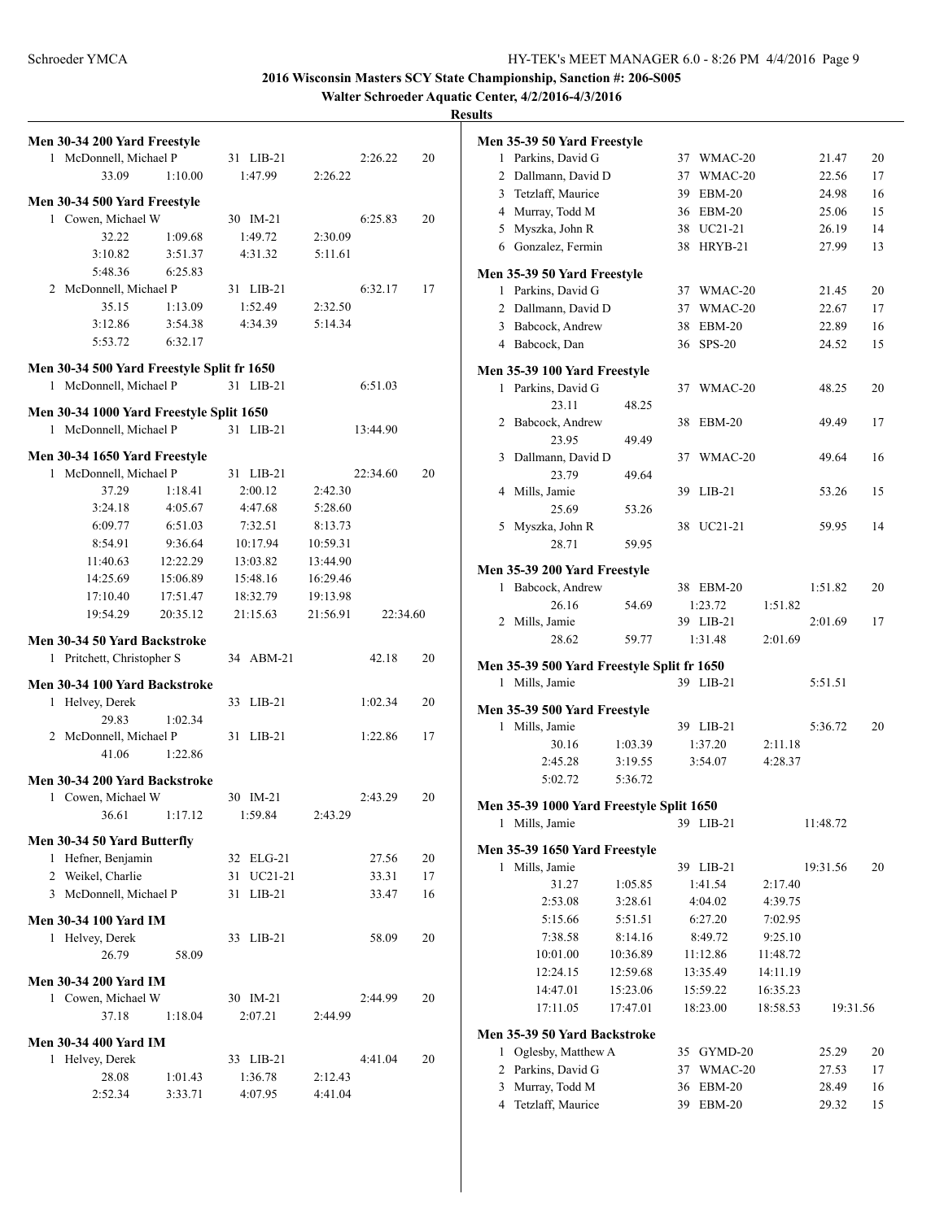**2016 Wisconsin Masters SCY State Championship, Sanction #: 206-S005**

**Walter Schroeder Aquatic Center, 4/2/2016-4/3/2016**

**Results**

### Men 30-34 200 Yard Freestyle

1 McDonnell, Michael P 31 LIB-21 2:26.22 20
33.09 1:10.00 1:47.99 2:26.22

### Men 30-34 500 Yard Freestyle

1 Cowen, Michael W 30 IM-21 6:25.83 20
32.22 1:09.68 1:49.72 2:30.09
3:10.82 3:51.37 4:31.32 5:11.61
5:48.36 6:25.83

2 McDonnell, Michael P 31 LIB-21 6:32.17 17
35.15 1:13.09 1:52.49 2:32.50
3:12.86 3:54.38 4:34.39 5:14.34
5:53.72 6:32.17

### Men 30-34 500 Yard Freestyle Split fr 1650

1 McDonnell, Michael P 31 LIB-21 6:51.03

### Men 30-34 1000 Yard Freestyle Split 1650

1 McDonnell, Michael P 31 LIB-21 13:44.90

### Men 30-34 1650 Yard Freestyle

1 McDonnell, Michael P 31 LIB-21 22:34.60 20
37.29 1:18.41 2:00.12 2:42.30
3:24.18 4:05.67 4:47.68 5:28.60
6:09.77 6:51.03 7:32.51 8:13.73
8:54.91 9:36.64 10:17.94 10:59.31
11:40.63 12:22.29 13:03.82 13:44.90
14:25.69 15:06.89 15:48.16 16:29.46
17:10.40 17:51.47 18:32.79 19:13.98
19:54.29 20:35.12 21:15.63 21:56.91 22:34.60

### Men 30-34 50 Yard Backstroke

1 Pritchett, Christopher S 34 ABM-21 42.18 20

### Men 30-34 100 Yard Backstroke

1 Helvey, Derek 33 LIB-21 1:02.34 20
29.83 1:02.34

2 McDonnell, Michael P 31 LIB-21 1:22.86 17
41.06 1:22.86

### Men 30-34 200 Yard Backstroke

1 Cowen, Michael W 30 IM-21 2:43.29 20
36.61 1:17.12 1:59.84 2:43.29

### Men 30-34 50 Yard Butterfly

1 Hefner, Benjamin 32 ELG-21 27.56 20
2 Weikel, Charlie 31 UC21-21 33.31 17
3 McDonnell, Michael P 31 LIB-21 33.47 16

### Men 30-34 100 Yard IM

1 Helvey, Derek 33 LIB-21 58.09 20
26.79 58.09

### Men 30-34 200 Yard IM

1 Cowen, Michael W 30 IM-21 2:44.99 20
37.18 1:18.04 2:07.21 2:44.99

### Men 30-34 400 Yard IM

1 Helvey, Derek 33 LIB-21 4:41.04 20
28.08 1:01.43 1:36.78 2:12.43
2:52.34 3:33.71 4:07.95 4:41.04

### Men 35-39 50 Yard Freestyle

1 Parkins, David G 37 WMAC-20 21.47 20
2 Dallmann, David D 37 WMAC-20 22.56 17
3 Tetzlaff, Maurice 39 EBM-20 24.98 16
4 Murray, Todd M 36 EBM-20 25.06 15
5 Myszka, John R 38 UC21-21 26.19 14
6 Gonzalez, Fermin 38 HRYB-21 27.99 13

### Men 35-39 50 Yard Freestyle

1 Parkins, David G 37 WMAC-20 21.45 20
2 Dallmann, David D 37 WMAC-20 22.67 17
3 Babcock, Andrew 38 EBM-20 22.89 16
4 Babcock, Dan 36 SPS-20 24.52 15

### Men 35-39 100 Yard Freestyle

1 Parkins, David G 37 WMAC-20 48.25 20
23.11 48.25

2 Babcock, Andrew 38 EBM-20 49.49 17
23.95 49.49

3 Dallmann, David D 37 WMAC-20 49.64 16
23.79 49.64

4 Mills, Jamie 39 LIB-21 53.26 15
25.69 53.26

5 Myszka, John R 38 UC21-21 59.95 14
28.71 59.95

### Men 35-39 200 Yard Freestyle

1 Babcock, Andrew 38 EBM-20 1:51.82 20
26.16 54.69 1:23.72 1:51.82

2 Mills, Jamie 39 LIB-21 2:01.69 17
28.62 59.77 1:31.48 2:01.69

### Men 35-39 500 Yard Freestyle Split fr 1650

1 Mills, Jamie 39 LIB-21 5:51.51

### Men 35-39 500 Yard Freestyle

1 Mills, Jamie 39 LIB-21 5:36.72 20
30.16 1:03.39 1:37.20 2:11.18
2:45.28 3:19.55 3:54.07 4:28.37
5:02.72 5:36.72

### Men 35-39 1000 Yard Freestyle Split 1650

1 Mills, Jamie 39 LIB-21 11:48.72

### Men 35-39 1650 Yard Freestyle

1 Mills, Jamie 39 LIB-21 19:31.56 20
31.27 1:05.85 1:41.54 2:17.40
2:53.08 3:28.61 4:04.02 4:39.75
5:15.66 5:51.51 6:27.20 7:02.95
7:38.58 8:14.16 8:49.72 9:25.10
10:01.00 10:36.89 11:12.86 11:48.72
12:24.15 12:59.68 13:35.49 14:11.19
14:47.01 15:23.06 15:59.22 16:35.23
17:11.05 17:47.01 18:23.00 18:58.53 19:31.56

### Men 35-39 50 Yard Backstroke

1 Oglesby, Matthew A 35 GYMD-20 25.29 20
2 Parkins, David G 37 WMAC-20 27.53 17
3 Murray, Todd M 36 EBM-20 28.49 16
4 Tetzlaff, Maurice 39 EBM-20 29.32 15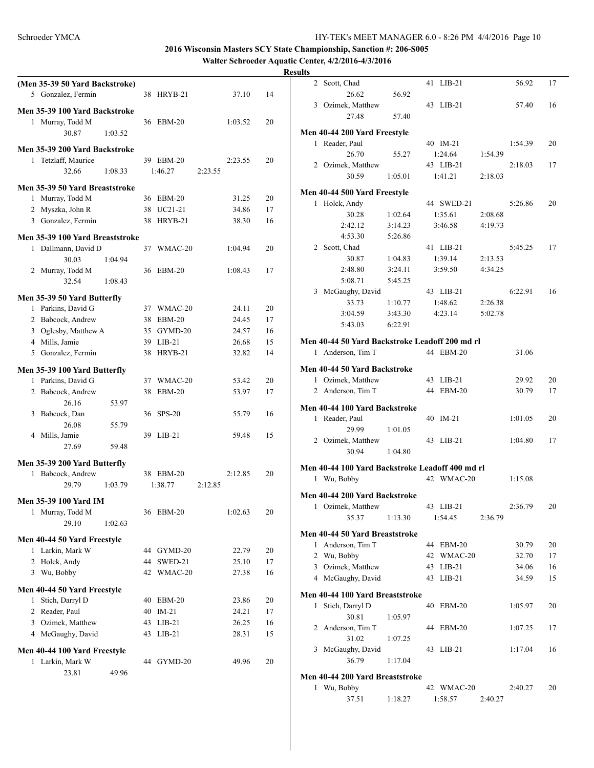## 2016 Wisconsin Masters SCY State Championship, Sanction #: 206-S005

### Walter Schroeder Aquatic Center, 4/2/2016-4/3/2016

### Results

**(Men 35-39 50 Yard Backstroke)**

| | Name | Age | Team | Time | Points |
|---|---|---|---|---|---|
| 5 | Gonzalez, Fermin | 38 | HRYB-21 | 37.10 | 14 |

**Men 35-39 100 Yard Backstroke**

| | Name | Age | Team | Time | Points |
|---|---|---|---|---|---|
| 1 | Murray, Todd M | 36 | EBM-20 | 1:03.52 | 20 |
| | 30.87 1:03.52 | | | | |

**Men 35-39 200 Yard Backstroke**

| | Name | Age | Team | Time | Points |
|---|---|---|---|---|---|
| 1 | Tetzlaff, Maurice | 39 | EBM-20 | 2:23.55 | 20 |
| | 32.66 1:08.33 1:46.27 2:23.55 | | | | |

**Men 35-39 50 Yard Breaststroke**

| | Name | Age | Team | Time | Points |
|---|---|---|---|---|---|
| 1 | Murray, Todd M | 36 | EBM-20 | 31.25 | 20 |
| 2 | Myszka, John R | 38 | UC21-21 | 34.86 | 17 |
| 3 | Gonzalez, Fermin | 38 | HRYB-21 | 38.30 | 16 |

**Men 35-39 100 Yard Breaststroke**

| | Name | Age | Team | Time | Points |
|---|---|---|---|---|---|
| 1 | Dallmann, David D | 37 | WMAC-20 | 1:04.94 | 20 |
| | 30.03 1:04.94 | | | | |
| 2 | Murray, Todd M | 36 | EBM-20 | 1:08.43 | 17 |
| | 32.54 1:08.43 | | | | |

**Men 35-39 50 Yard Butterfly**

| | Name | Age | Team | Time | Points |
|---|---|---|---|---|---|
| 1 | Parkins, David G | 37 | WMAC-20 | 24.11 | 20 |
| 2 | Babcock, Andrew | 38 | EBM-20 | 24.45 | 17 |
| 3 | Oglesby, Matthew A | 35 | GYMD-20 | 24.57 | 16 |
| 4 | Mills, Jamie | 39 | LIB-21 | 26.68 | 15 |
| 5 | Gonzalez, Fermin | 38 | HRYB-21 | 32.82 | 14 |

**Men 35-39 100 Yard Butterfly**

| | Name | Age | Team | Time | Points |
|---|---|---|---|---|---|
| 1 | Parkins, David G | 37 | WMAC-20 | 53.42 | 20 |
| 2 | Babcock, Andrew | 38 | EBM-20 | 53.97 | 17 |
| | 26.16 53.97 | | | | |
| 3 | Babcock, Dan | 36 | SPS-20 | 55.79 | 16 |
| | 26.08 55.79 | | | | |
| 4 | Mills, Jamie | 39 | LIB-21 | 59.48 | 15 |
| | 27.69 59.48 | | | | |

**Men 35-39 200 Yard Butterfly**

| | Name | Age | Team | Time | Points |
|---|---|---|---|---|---|
| 1 | Babcock, Andrew | 38 | EBM-20 | 2:12.85 | 20 |
| | 29.79 1:03.79 1:38.77 2:12.85 | | | | |

**Men 35-39 100 Yard IM**

| | Name | Age | Team | Time | Points |
|---|---|---|---|---|---|
| 1 | Murray, Todd M | 36 | EBM-20 | 1:02.63 | 20 |
| | 29.10 1:02.63 | | | | |

**Men 40-44 50 Yard Freestyle**

| | Name | Age | Team | Time | Points |
|---|---|---|---|---|---|
| 1 | Larkin, Mark W | 44 | GYMD-20 | 22.79 | 20 |
| 2 | Holck, Andy | 44 | SWED-21 | 25.10 | 17 |
| 3 | Wu, Bobby | 42 | WMAC-20 | 27.38 | 16 |

**Men 40-44 50 Yard Freestyle**

| | Name | Age | Team | Time | Points |
|---|---|---|---|---|---|
| 1 | Stich, Darryl D | 40 | EBM-20 | 23.86 | 20 |
| 2 | Reader, Paul | 40 | IM-21 | 24.21 | 17 |
| 3 | Ozimek, Matthew | 43 | LIB-21 | 26.25 | 16 |
| 4 | McGaughy, David | 43 | LIB-21 | 28.31 | 15 |

**Men 40-44 100 Yard Freestyle**

| | Name | Age | Team | Time | Points |
|---|---|---|---|---|---|
| 1 | Larkin, Mark W | 44 | GYMD-20 | 49.96 | 20 |
| | 23.81 49.96 | | | | |
| 2 | Scott, Chad | 41 | LIB-21 | 56.92 | 17 |
| | 26.62 56.92 | | | | |
| 3 | Ozimek, Matthew | 43 | LIB-21 | 57.40 | 16 |
| | 27.48 57.40 | | | | |

**Men 40-44 200 Yard Freestyle**

| | Name | Age | Team | Time | Points |
|---|---|---|---|---|---|
| 1 | Reader, Paul | 40 | IM-21 | 1:54.39 | 20 |
| | 26.70 55.27 1:24.64 1:54.39 | | | | |
| 2 | Ozimek, Matthew | 43 | LIB-21 | 2:18.03 | 17 |
| | 30.59 1:05.01 1:41.21 2:18.03 | | | | |

**Men 40-44 500 Yard Freestyle**

| | Name | Age | Team | Time | Points |
|---|---|---|---|---|---|
| 1 | Holck, Andy | 44 | SWED-21 | 5:26.86 | 20 |
| | 30.28 1:02.64 1:35.61 2:08.68 | | | | |
| | 2:42.12 3:14.23 3:46.58 4:19.73 | | | | |
| | 4:53.30 5:26.86 | | | | |
| 2 | Scott, Chad | 41 | LIB-21 | 5:45.25 | 17 |
| | 30.87 1:04.83 1:39.14 2:13.53 | | | | |
| | 2:48.80 3:24.11 3:59.50 4:34.25 | | | | |
| | 5:08.71 5:45.25 | | | | |
| 3 | McGaughy, David | 43 | LIB-21 | 6:22.91 | 16 |
| | 33.73 1:10.77 1:48.62 2:26.38 | | | | |
| | 3:04.59 3:43.30 4:23.14 5:02.78 | | | | |
| | 5:43.03 6:22.91 | | | | |

**Men 40-44 50 Yard Backstroke Leadoff 200 md rl**

| | Name | Age | Team | Time | Points |
|---|---|---|---|---|---|
| 1 | Anderson, Tim T | 44 | EBM-20 | 31.06 | |

**Men 40-44 50 Yard Backstroke**

| | Name | Age | Team | Time | Points |
|---|---|---|---|---|---|
| 1 | Ozimek, Matthew | 43 | LIB-21 | 29.92 | 20 |
| 2 | Anderson, Tim T | 44 | EBM-20 | 30.79 | 17 |

**Men 40-44 100 Yard Backstroke**

| | Name | Age | Team | Time | Points |
|---|---|---|---|---|---|
| 1 | Reader, Paul | 40 | IM-21 | 1:01.05 | 20 |
| | 29.99 1:01.05 | | | | |
| 2 | Ozimek, Matthew | 43 | LIB-21 | 1:04.80 | 17 |
| | 30.94 1:04.80 | | | | |

**Men 40-44 100 Yard Backstroke Leadoff 400 md rl**

| | Name | Age | Team | Time | Points |
|---|---|---|---|---|---|
| 1 | Wu, Bobby | 42 | WMAC-20 | 1:15.08 | |

**Men 40-44 200 Yard Backstroke**

| | Name | Age | Team | Time | Points |
|---|---|---|---|---|---|
| 1 | Ozimek, Matthew | 43 | LIB-21 | 2:36.79 | 20 |
| | 35.37 1:13.30 1:54.45 2:36.79 | | | | |

**Men 40-44 50 Yard Breaststroke**

| | Name | Age | Team | Time | Points |
|---|---|---|---|---|---|
| 1 | Anderson, Tim T | 44 | EBM-20 | 30.79 | 20 |
| 2 | Wu, Bobby | 42 | WMAC-20 | 32.70 | 17 |
| 3 | Ozimek, Matthew | 43 | LIB-21 | 34.06 | 16 |
| 4 | McGaughy, David | 43 | LIB-21 | 34.59 | 15 |

**Men 40-44 100 Yard Breaststroke**

| | Name | Age | Team | Time | Points |
|---|---|---|---|---|---|
| 1 | Stich, Darryl D | 40 | EBM-20 | 1:05.97 | 20 |
| | 30.81 1:05.97 | | | | |
| 2 | Anderson, Tim T | 44 | EBM-20 | 1:07.25 | 17 |
| | 31.02 1:07.25 | | | | |
| 3 | McGaughy, David | 43 | LIB-21 | 1:17.04 | 16 |
| | 36.79 1:17.04 | | | | |

**Men 40-44 200 Yard Breaststroke**

| | Name | Age | Team | Time | Points |
|---|---|---|---|---|---|
| 1 | Wu, Bobby | 42 | WMAC-20 | 2:40.27 | 20 |
| | 37.51 1:18.27 1:58.57 2:40.27 | | | | |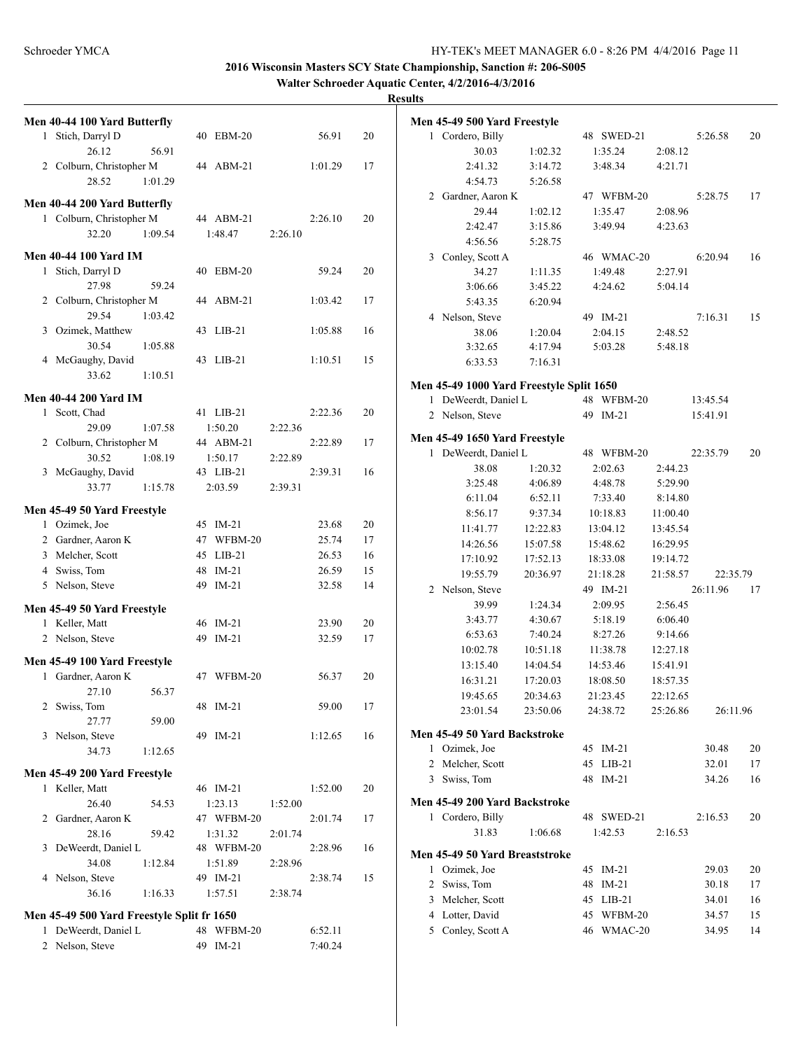**2016 Wisconsin Masters SCY State Championship, Sanction #: 206-S005**

**Walter Schroeder Aquatic Center, 4/2/2016-4/3/2016**

**Results**

### Men 40-44 100 Yard Butterfly

1 Stich, Darryl D — 40 EBM-20 — 56.91 — 20
   26.12 56.91
2 Colburn, Christopher M — 44 ABM-21 — 1:01.29 — 17
   28.52 1:01.29

### Men 40-44 200 Yard Butterfly

1 Colburn, Christopher M — 44 ABM-21 — 2:26.10 — 20
   32.20 1:09.54 1:48.47 2:26.10

### Men 40-44 100 Yard IM

1 Stich, Darryl D — 40 EBM-20 — 59.24 — 20
   27.98 59.24
2 Colburn, Christopher M — 44 ABM-21 — 1:03.42 — 17
   29.54 1:03.42
3 Ozimek, Matthew — 43 LIB-21 — 1:05.88 — 16
   30.54 1:05.88
4 McGaughy, David — 43 LIB-21 — 1:10.51 — 15
   33.62 1:10.51

### Men 40-44 200 Yard IM

1 Scott, Chad — 41 LIB-21 — 2:22.36 — 20
   29.09 1:07.58 1:50.20 2:22.36
2 Colburn, Christopher M — 44 ABM-21 — 2:22.89 — 17
   30.52 1:08.19 1:50.17 2:22.89
3 McGaughy, David — 43 LIB-21 — 2:39.31 — 16
   33.77 1:15.78 2:03.59 2:39.31

### Men 45-49 50 Yard Freestyle

| Place | Name | Age | Team | Time | Points |
|---|---|---|---|---|---|
| 1 | Ozimek, Joe | 45 | IM-21 | 23.68 | 20 |
| 2 | Gardner, Aaron K | 47 | WFBM-20 | 25.74 | 17 |
| 3 | Melcher, Scott | 45 | LIB-21 | 26.53 | 16 |
| 4 | Swiss, Tom | 48 | IM-21 | 26.59 | 15 |
| 5 | Nelson, Steve | 49 | IM-21 | 32.58 | 14 |

### Men 45-49 50 Yard Freestyle

| Place | Name | Age | Team | Time | Points |
|---|---|---|---|---|---|
| 1 | Keller, Matt | 46 | IM-21 | 23.90 | 20 |
| 2 | Nelson, Steve | 49 | IM-21 | 32.59 | 17 |

### Men 45-49 100 Yard Freestyle

1 Gardner, Aaron K — 47 WFBM-20 — 56.37 — 20
   27.10 56.37
2 Swiss, Tom — 48 IM-21 — 59.00 — 17
   27.77 59.00
3 Nelson, Steve — 49 IM-21 — 1:12.65 — 16
   34.73 1:12.65

### Men 45-49 200 Yard Freestyle

1 Keller, Matt — 46 IM-21 — 1:52.00 — 20
   26.40 54.53 1:23.13 1:52.00
2 Gardner, Aaron K — 47 WFBM-20 — 2:01.74 — 17
   28.16 59.42 1:31.32 2:01.74
3 DeWeerdt, Daniel L — 48 WFBM-20 — 2:28.96 — 16
   34.08 1:12.84 1:51.89 2:28.96
4 Nelson, Steve — 49 IM-21 — 2:38.74 — 15
   36.16 1:16.33 1:57.51 2:38.74

### Men 45-49 500 Yard Freestyle Split fr 1650

| Place | Name | Age | Team | Time |
|---|---|---|---|---|
| 1 | DeWeerdt, Daniel L | 48 | WFBM-20 | 6:52.11 |
| 2 | Nelson, Steve | 49 | IM-21 | 7:40.24 |

### Men 45-49 500 Yard Freestyle

1 Cordero, Billy — 48 SWED-21 — 5:26.58 — 20
   30.03 1:02.32 1:35.24 2:08.12
   2:41.32 3:14.72 3:48.34 4:21.71
   4:54.73 5:26.58
2 Gardner, Aaron K — 47 WFBM-20 — 5:28.75 — 17
   29.44 1:02.12 1:35.47 2:08.96
   2:42.47 3:15.86 3:49.94 4:23.63
   4:56.56 5:28.75
3 Conley, Scott A — 46 WMAC-20 — 6:20.94 — 16
   34.27 1:11.35 1:49.48 2:27.91
   3:06.66 3:45.22 4:24.62 5:04.14
   5:43.35 6:20.94
4 Nelson, Steve — 49 IM-21 — 7:16.31 — 15
   38.06 1:20.04 2:04.15 2:48.52
   3:32.65 4:17.94 5:03.28 5:48.18
   6:33.53 7:16.31

### Men 45-49 1000 Yard Freestyle Split 1650

| Place | Name | Age | Team | Time |
|---|---|---|---|---|
| 1 | DeWeerdt, Daniel L | 48 | WFBM-20 | 13:45.54 |
| 2 | Nelson, Steve | 49 | IM-21 | 15:41.91 |

### Men 45-49 1650 Yard Freestyle

1 DeWeerdt, Daniel L — 48 WFBM-20 — 22:35.79 — 20
   38.08 1:20.32 2:02.63 2:44.23
   3:25.48 4:06.89 4:48.78 5:29.90
   6:11.04 6:52.11 7:33.40 8:14.80
   8:56.17 9:37.34 10:18.83 11:00.40
   11:41.77 12:22.83 13:04.12 13:45.54
   14:26.56 15:07.58 15:48.62 16:29.95
   17:10.92 17:52.13 18:33.08 19:14.72
   19:55.79 20:36.97 21:18.28 21:58.57 22:35.79
2 Nelson, Steve — 49 IM-21 — 26:11.96 — 17
   39.99 1:24.34 2:09.95 2:56.45
   3:43.77 4:30.67 5:18.19 6:06.40
   6:53.63 7:40.24 8:27.26 9:14.66
   10:02.78 10:51.18 11:38.78 12:27.18
   13:15.40 14:04.54 14:53.46 15:41.91
   16:31.21 17:20.03 18:08.50 18:57.35
   19:45.65 20:34.63 21:23.45 22:12.65
   23:01.54 23:50.06 24:38.72 25:26.86 26:11.96

### Men 45-49 50 Yard Backstroke

| Place | Name | Age | Team | Time | Points |
|---|---|---|---|---|---|
| 1 | Ozimek, Joe | 45 | IM-21 | 30.48 | 20 |
| 2 | Melcher, Scott | 45 | LIB-21 | 32.01 | 17 |
| 3 | Swiss, Tom | 48 | IM-21 | 34.26 | 16 |

### Men 45-49 200 Yard Backstroke

1 Cordero, Billy — 48 SWED-21 — 2:16.53 — 20
   31.83 1:06.68 1:42.53 2:16.53

### Men 45-49 50 Yard Breaststroke

| Place | Name | Age | Team | Time | Points |
|---|---|---|---|---|---|
| 1 | Ozimek, Joe | 45 | IM-21 | 29.03 | 20 |
| 2 | Swiss, Tom | 48 | IM-21 | 30.18 | 17 |
| 3 | Melcher, Scott | 45 | LIB-21 | 34.01 | 16 |
| 4 | Lotter, David | 45 | WFBM-20 | 34.57 | 15 |
| 5 | Conley, Scott A | 46 | WMAC-20 | 34.95 | 14 |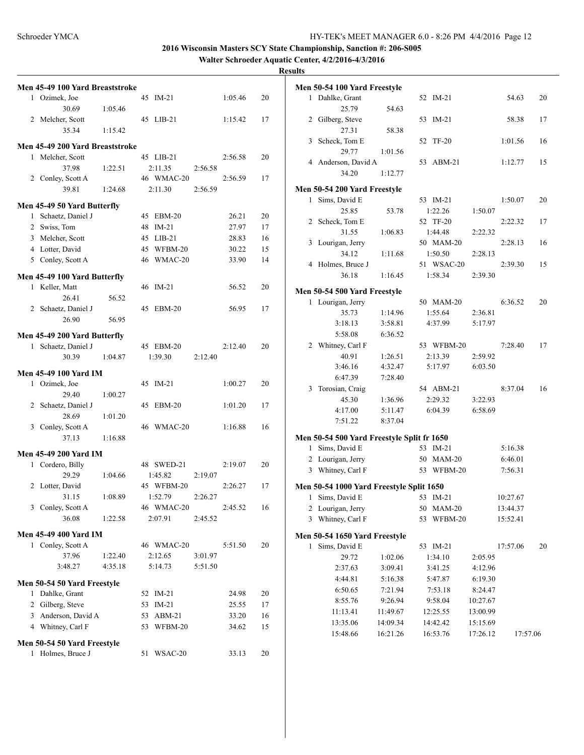**2016 Wisconsin Masters SCY State Championship, Sanction #: 206-S005**

**Walter Schroeder Aquatic Center, 4/2/2016-4/3/2016**

**Results**

### Men 45-49 100 Yard Breaststroke

| Place | Name | Age | Team | Time | Points |
|---|---|---|---|---|---|
| 1 | Ozimek, Joe | 45 | IM-21 | 1:05.46 | 20 |
| | 30.69  1:05.46 | | | | |
| 2 | Melcher, Scott | 45 | LIB-21 | 1:15.42 | 17 |
| | 35.34  1:15.42 | | | | |

### Men 45-49 200 Yard Breaststroke

| Place | Name | Age | Team | Time | Points |
|---|---|---|---|---|---|
| 1 | Melcher, Scott | 45 | LIB-21 | 2:56.58 | 20 |
| | 37.98  1:22.51  2:11.35  2:56.58 | | | | |
| 2 | Conley, Scott A | 46 | WMAC-20 | 2:56.59 | 17 |
| | 39.81  1:24.68  2:11.30  2:56.59 | | | | |

### Men 45-49 50 Yard Butterfly

| Place | Name | Age | Team | Time | Points |
|---|---|---|---|---|---|
| 1 | Schaetz, Daniel J | 45 | EBM-20 | 26.21 | 20 |
| 2 | Swiss, Tom | 48 | IM-21 | 27.97 | 17 |
| 3 | Melcher, Scott | 45 | LIB-21 | 28.83 | 16 |
| 4 | Lotter, David | 45 | WFBM-20 | 30.22 | 15 |
| 5 | Conley, Scott A | 46 | WMAC-20 | 33.90 | 14 |

### Men 45-49 100 Yard Butterfly

| Place | Name | Age | Team | Time | Points |
|---|---|---|---|---|---|
| 1 | Keller, Matt | 46 | IM-21 | 56.52 | 20 |
| | 26.41  56.52 | | | | |
| 2 | Schaetz, Daniel J | 45 | EBM-20 | 56.95 | 17 |
| | 26.90  56.95 | | | | |

### Men 45-49 200 Yard Butterfly

| Place | Name | Age | Team | Time | Points |
|---|---|---|---|---|---|
| 1 | Schaetz, Daniel J | 45 | EBM-20 | 2:12.40 | 20 |
| | 30.39  1:04.87  1:39.30  2:12.40 | | | | |

### Men 45-49 100 Yard IM

| Place | Name | Age | Team | Time | Points |
|---|---|---|---|---|---|
| 1 | Ozimek, Joe | 45 | IM-21 | 1:00.27 | 20 |
| | 29.40  1:00.27 | | | | |
| 2 | Schaetz, Daniel J | 45 | EBM-20 | 1:01.20 | 17 |
| | 28.69  1:01.20 | | | | |
| 3 | Conley, Scott A | 46 | WMAC-20 | 1:16.88 | 16 |
| | 37.13  1:16.88 | | | | |

### Men 45-49 200 Yard IM

| Place | Name | Age | Team | Time | Points |
|---|---|---|---|---|---|
| 1 | Cordero, Billy | 48 | SWED-21 | 2:19.07 | 20 |
| | 29.29  1:04.66  1:45.82  2:19.07 | | | | |
| 2 | Lotter, David | 45 | WFBM-20 | 2:26.27 | 17 |
| | 31.15  1:08.89  1:52.79  2:26.27 | | | | |
| 3 | Conley, Scott A | 46 | WMAC-20 | 2:45.52 | 16 |
| | 36.08  1:22.58  2:07.91  2:45.52 | | | | |

### Men 45-49 400 Yard IM

| Place | Name | Age | Team | Time | Points |
|---|---|---|---|---|---|
| 1 | Conley, Scott A | 46 | WMAC-20 | 5:51.50 | 20 |
| | 37.96  1:22.40  2:12.65  3:01.97 | | | | |
| | 3:48.27  4:35.18  5:14.73  5:51.50 | | | | |

### Men 50-54 50 Yard Freestyle

| Place | Name | Age | Team | Time | Points |
|---|---|---|---|---|---|
| 1 | Dahlke, Grant | 52 | IM-21 | 24.98 | 20 |
| 2 | Gilberg, Steve | 53 | IM-21 | 25.55 | 17 |
| 3 | Anderson, David A | 53 | ABM-21 | 33.20 | 16 |
| 4 | Whitney, Carl F | 53 | WFBM-20 | 34.62 | 15 |

### Men 50-54 50 Yard Freestyle

| Place | Name | Age | Team | Time | Points |
|---|---|---|---|---|---|
| 1 | Holmes, Bruce J | 51 | WSAC-20 | 33.13 | 20 |

### Men 50-54 100 Yard Freestyle

| Place | Name | Age | Team | Time | Points |
|---|---|---|---|---|---|
| 1 | Dahlke, Grant | 52 | IM-21 | 54.63 | 20 |
| | 25.79  54.63 | | | | |
| 2 | Gilberg, Steve | 53 | IM-21 | 58.38 | 17 |
| | 27.31  58.38 | | | | |
| 3 | Scheck, Tom E | 52 | TF-20 | 1:01.56 | 16 |
| | 29.77  1:01.56 | | | | |
| 4 | Anderson, David A | 53 | ABM-21 | 1:12.77 | 15 |
| | 34.20  1:12.77 | | | | |

### Men 50-54 200 Yard Freestyle

| Place | Name | Age | Team | Time | Points |
|---|---|---|---|---|---|
| 1 | Sims, David E | 53 | IM-21 | 1:50.07 | 20 |
| | 25.85  53.78  1:22.26  1:50.07 | | | | |
| 2 | Scheck, Tom E | 52 | TF-20 | 2:22.32 | 17 |
| | 31.55  1:06.83  1:44.48  2:22.32 | | | | |
| 3 | Lourigan, Jerry | 50 | MAM-20 | 2:28.13 | 16 |
| | 34.12  1:11.68  1:50.50  2:28.13 | | | | |
| 4 | Holmes, Bruce J | 51 | WSAC-20 | 2:39.30 | 15 |
| | 36.18  1:16.45  1:58.34  2:39.30 | | | | |

### Men 50-54 500 Yard Freestyle

| Place | Name | Age | Team | Time | Points |
|---|---|---|---|---|---|
| 1 | Lourigan, Jerry | 50 | MAM-20 | 6:36.52 | 20 |
| | 35.73  1:14.96  1:55.64  2:36.81 | | | | |
| | 3:18.13  3:58.81  4:37.99  5:17.97 | | | | |
| | 5:58.08  6:36.52 | | | | |
| 2 | Whitney, Carl F | 53 | WFBM-20 | 7:28.40 | 17 |
| | 40.91  1:26.51  2:13.39  2:59.92 | | | | |
| | 3:46.16  4:32.47  5:17.97  6:03.50 | | | | |
| | 6:47.39  7:28.40 | | | | |
| 3 | Torosian, Craig | 54 | ABM-21 | 8:37.04 | 16 |
| | 45.30  1:36.96  2:29.32  3:22.93 | | | | |
| | 4:17.00  5:11.47  6:04.39  6:58.69 | | | | |
| | 7:51.22  8:37.04 | | | | |

### Men 50-54 500 Yard Freestyle Split fr 1650

| Place | Name | Age | Team | Time |
|---|---|---|---|---|
| 1 | Sims, David E | 53 | IM-21 | 5:16.38 |
| 2 | Lourigan, Jerry | 50 | MAM-20 | 6:46.01 |
| 3 | Whitney, Carl F | 53 | WFBM-20 | 7:56.31 |

### Men 50-54 1000 Yard Freestyle Split 1650

| Place | Name | Age | Team | Time |
|---|---|---|---|---|
| 1 | Sims, David E | 53 | IM-21 | 10:27.67 |
| 2 | Lourigan, Jerry | 50 | MAM-20 | 13:44.37 |
| 3 | Whitney, Carl F | 53 | WFBM-20 | 15:52.41 |

### Men 50-54 1650 Yard Freestyle

| Place | Name | Age | Team | Time | Points |
|---|---|---|---|---|---|
| 1 | Sims, David E | 53 | IM-21 | 17:57.06 | 20 |
| | 29.72  1:02.06  1:34.10  2:05.95 | | | | |
| | 2:37.63  3:09.41  3:41.25  4:12.96 | | | | |
| | 4:44.81  5:16.38  5:47.87  6:19.30 | | | | |
| | 6:50.65  7:21.94  7:53.18  8:24.47 | | | | |
| | 8:55.76  9:26.94  9:58.04  10:27.67 | | | | |
| | 11:13.41  11:49.67  12:25.55  13:00.99 | | | | |
| | 13:35.06  14:09.34  14:42.42  15:15.69 | | | | |
| | 15:48.66  16:21.26  16:53.76  17:26.12  17:57.06 | | | | |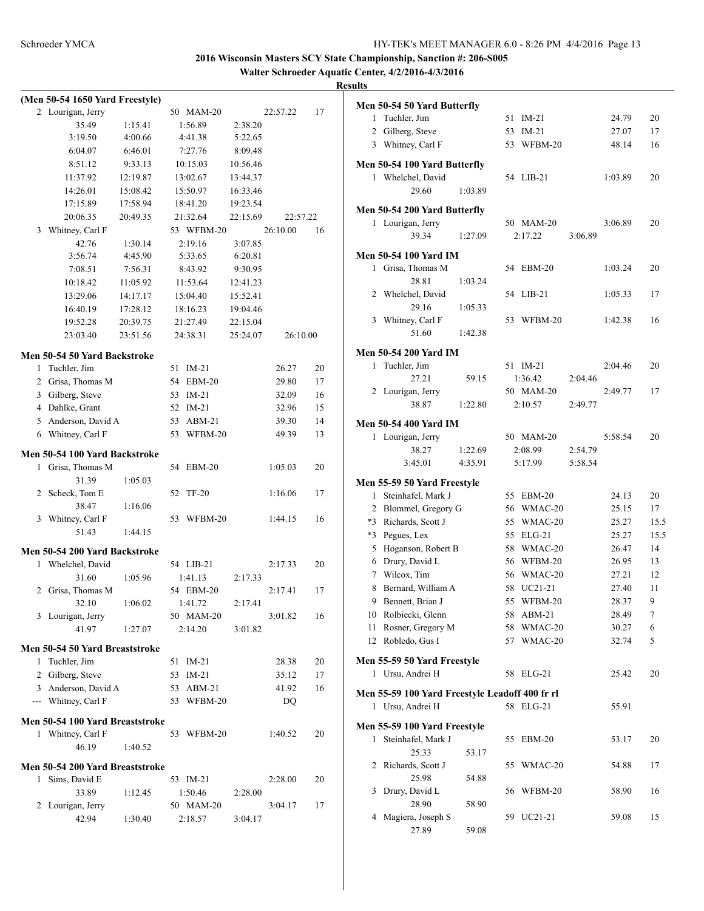**2016 Wisconsin Masters SCY State Championship, Sanction #: 206-S005**

**Walter Schroeder Aquatic Center, 4/2/2016-4/3/2016**

**Results**

### (Men 50-54 1650 Yard Freestyle)

| | Name | Age | Team | Finals Time | Points |
|---|---|---|---|---|---|
| 2 | Lourigan, Jerry | 50 | MAM-20 | 22:57.22 | 17 |

35.49, 1:15.41, 1:56.89, 2:38.20, 3:19.50, 4:00.66, 4:41.38, 5:22.65, 6:04.07, 6:46.01, 7:27.76, 8:09.48, 8:51.12, 9:33.13, 10:15.03, 10:56.46, 11:37.92, 12:19.87, 13:02.67, 13:44.37, 14:26.01, 15:08.42, 15:50.97, 16:33.46, 17:15.89, 17:58.94, 18:41.20, 19:23.54, 20:06.35, 20:49.35, 21:32.64, 22:15.69, 22:57.22

| | Name | Age | Team | Finals Time | Points |
|---|---|---|---|---|---|
| 3 | Whitney, Carl F | 53 | WFBM-20 | 26:10.00 | 16 |

42.76, 1:30.14, 2:19.16, 3:07.85, 3:56.74, 4:45.90, 5:33.65, 6:20.81, 7:08.51, 7:56.31, 8:43.92, 9:30.95, 10:18.42, 11:05.92, 11:53.64, 12:41.23, 13:29.06, 14:17.17, 15:04.40, 15:52.41, 16:40.19, 17:28.12, 18:16.23, 19:04.46, 19:52.28, 20:39.75, 21:27.49, 22:15.04, 23:03.40, 23:51.56, 24:38.31, 25:24.07, 26:10.00

### Men 50-54 50 Yard Backstroke

| | Name | Age | Team | Finals Time | Points |
|---|---|---|---|---|---|
| 1 | Tuchler, Jim | 51 | IM-21 | 26.27 | 20 |
| 2 | Grisa, Thomas M | 54 | EBM-20 | 29.80 | 17 |
| 3 | Gilberg, Steve | 53 | IM-21 | 32.09 | 16 |
| 4 | Dahlke, Grant | 52 | IM-21 | 32.96 | 15 |
| 5 | Anderson, David A | 53 | ABM-21 | 39.30 | 14 |
| 6 | Whitney, Carl F | 53 | WFBM-20 | 49.39 | 13 |

### Men 50-54 100 Yard Backstroke

| | Name | Age | Team | Finals Time | Points |
|---|---|---|---|---|---|
| 1 | Grisa, Thomas M | 54 | EBM-20 | 1:05.03 | 20 |
| | 31.39, 1:05.03 | | | | |
| 2 | Scheck, Tom E | 52 | TF-20 | 1:16.06 | 17 |
| | 38.47, 1:16.06 | | | | |
| 3 | Whitney, Carl F | 53 | WFBM-20 | 1:44.15 | 16 |
| | 51.43, 1:44.15 | | | | |

### Men 50-54 200 Yard Backstroke

| | Name | Age | Team | Finals Time | Points |
|---|---|---|---|---|---|
| 1 | Whelchel, David | 54 | LIB-21 | 2:17.33 | 20 |
| | 31.60, 1:05.96, 1:41.13, 2:17.33 | | | | |
| 2 | Grisa, Thomas M | 54 | EBM-20 | 2:17.41 | 17 |
| | 32.10, 1:06.02, 1:41.72, 2:17.41 | | | | |
| 3 | Lourigan, Jerry | 50 | MAM-20 | 3:01.82 | 16 |
| | 41.97, 1:27.07, 2:14.20, 3:01.82 | | | | |

### Men 50-54 50 Yard Breaststroke

| | Name | Age | Team | Finals Time | Points |
|---|---|---|---|---|---|
| 1 | Tuchler, Jim | 51 | IM-21 | 28.38 | 20 |
| 2 | Gilberg, Steve | 53 | IM-21 | 35.12 | 17 |
| 3 | Anderson, David A | 53 | ABM-21 | 41.92 | 16 |
| --- | Whitney, Carl F | 53 | WFBM-20 | DQ | |

### Men 50-54 100 Yard Breaststroke

| | Name | Age | Team | Finals Time | Points |
|---|---|---|---|---|---|
| 1 | Whitney, Carl F | 53 | WFBM-20 | 1:40.52 | 20 |
| | 46.19, 1:40.52 | | | | |

### Men 50-54 200 Yard Breaststroke

| | Name | Age | Team | Finals Time | Points |
|---|---|---|---|---|---|
| 1 | Sims, David E | 53 | IM-21 | 2:28.00 | 20 |
| | 33.89, 1:12.45, 1:50.46, 2:28.00 | | | | |
| 2 | Lourigan, Jerry | 50 | MAM-20 | 3:04.17 | 17 |
| | 42.94, 1:30.40, 2:18.57, 3:04.17 | | | | |

### Men 50-54 50 Yard Butterfly

| | Name | Age | Team | Finals Time | Points |
|---|---|---|---|---|---|
| 1 | Tuchler, Jim | 51 | IM-21 | 24.79 | 20 |
| 2 | Gilberg, Steve | 53 | IM-21 | 27.07 | 17 |
| 3 | Whitney, Carl F | 53 | WFBM-20 | 48.14 | 16 |

### Men 50-54 100 Yard Butterfly

| | Name | Age | Team | Finals Time | Points |
|---|---|---|---|---|---|
| 1 | Whelchel, David | 54 | LIB-21 | 1:03.89 | 20 |
| | 29.60, 1:03.89 | | | | |

### Men 50-54 200 Yard Butterfly

| | Name | Age | Team | Finals Time | Points |
|---|---|---|---|---|---|
| 1 | Lourigan, Jerry | 50 | MAM-20 | 3:06.89 | 20 |
| | 39.34, 1:27.09, 2:17.22, 3:06.89 | | | | |

### Men 50-54 100 Yard IM

| | Name | Age | Team | Finals Time | Points |
|---|---|---|---|---|---|
| 1 | Grisa, Thomas M | 54 | EBM-20 | 1:03.24 | 20 |
| | 28.81, 1:03.24 | | | | |
| 2 | Whelchel, David | 54 | LIB-21 | 1:05.33 | 17 |
| | 29.16, 1:05.33 | | | | |
| 3 | Whitney, Carl F | 53 | WFBM-20 | 1:42.38 | 16 |
| | 51.60, 1:42.38 | | | | |

### Men 50-54 200 Yard IM

| | Name | Age | Team | Finals Time | Points |
|---|---|---|---|---|---|
| 1 | Tuchler, Jim | 51 | IM-21 | 2:04.46 | 20 |
| | 27.21, 59.15, 1:36.42, 2:04.46 | | | | |
| 2 | Lourigan, Jerry | 50 | MAM-20 | 2:49.77 | 17 |
| | 38.87, 1:22.80, 2:10.57, 2:49.77 | | | | |

### Men 50-54 400 Yard IM

| | Name | Age | Team | Finals Time | Points |
|---|---|---|---|---|---|
| 1 | Lourigan, Jerry | 50 | MAM-20 | 5:58.54 | 20 |
| | 38.27, 1:22.69, 2:08.99, 2:54.79, 3:45.01, 4:35.91, 5:17.99, 5:58.54 | | | | |

### Men 55-59 50 Yard Freestyle

| | Name | Age | Team | Finals Time | Points |
|---|---|---|---|---|---|
| 1 | Steinhafel, Mark J | 55 | EBM-20 | 24.13 | 20 |
| 2 | Blommel, Gregory G | 56 | WMAC-20 | 25.15 | 17 |
| *3 | Richards, Scott J | 55 | WMAC-20 | 25.27 | 15.5 |
| *3 | Pegues, Lex | 55 | ELG-21 | 25.27 | 15.5 |
| 5 | Hoganson, Robert B | 58 | WMAC-20 | 26.47 | 14 |
| 6 | Drury, David L | 56 | WFBM-20 | 26.95 | 13 |
| 7 | Wilcox, Tim | 56 | WMAC-20 | 27.21 | 12 |
| 8 | Bernard, William A | 58 | UC21-21 | 27.40 | 11 |
| 9 | Bennett, Brian J | 55 | WFBM-20 | 28.37 | 9 |
| 10 | Rolbiecki, Glenn | 58 | ABM-21 | 28.49 | 7 |
| 11 | Rosner, Gregory M | 58 | WMAC-20 | 30.27 | 6 |
| 12 | Robledo, Gus I | 57 | WMAC-20 | 32.74 | 5 |

### Men 55-59 50 Yard Freestyle

| | Name | Age | Team | Finals Time | Points |
|---|---|---|---|---|---|
| 1 | Ursu, Andrei H | 58 | ELG-21 | 25.42 | 20 |

### Men 55-59 100 Yard Freestyle Leadoff 400 fr rl

| | Name | Age | Team | Finals Time | Points |
|---|---|---|---|---|---|
| 1 | Ursu, Andrei H | 58 | ELG-21 | 55.91 | |

### Men 55-59 100 Yard Freestyle

| | Name | Age | Team | Finals Time | Points |
|---|---|---|---|---|---|
| 1 | Steinhafel, Mark J | 55 | EBM-20 | 53.17 | 20 |
| | 25.33, 53.17 | | | | |
| 2 | Richards, Scott J | 55 | WMAC-20 | 54.88 | 17 |
| | 25.98, 54.88 | | | | |
| 3 | Drury, David L | 56 | WFBM-20 | 58.90 | 16 |
| | 28.90, 58.90 | | | | |
| 4 | Magiera, Joseph S | 59 | UC21-21 | 59.08 | 15 |
| | 27.89, 59.08 | | | | |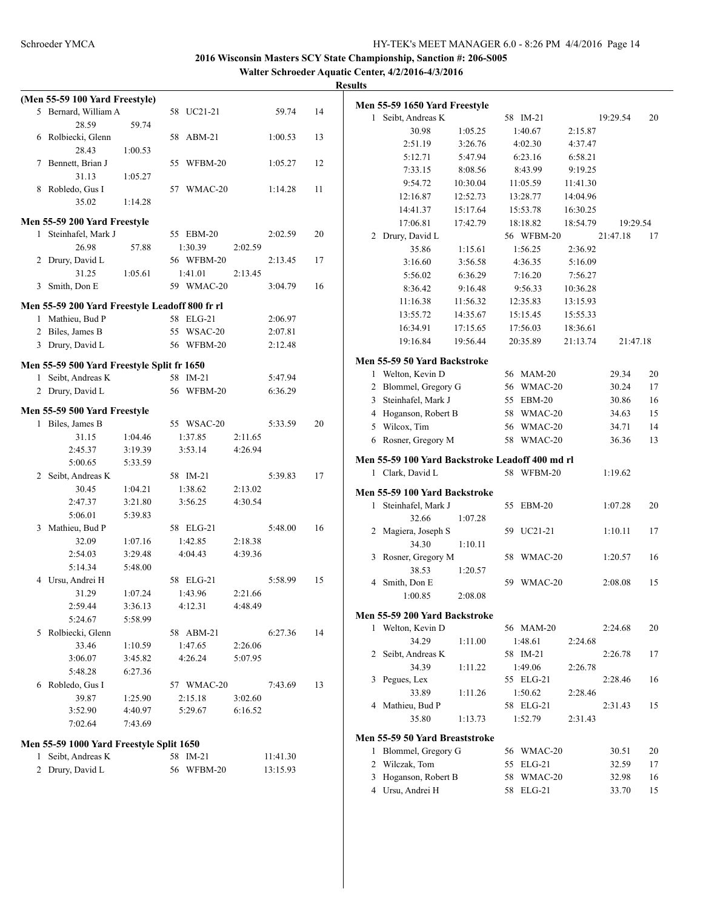**2016 Wisconsin Masters SCY State Championship, Sanction #: 206-S005**

**Walter Schroeder Aquatic Center, 4/2/2016-4/3/2016**

**Results**

### (Men 55-59 100 Yard Freestyle)

| Place | Name | Age | Team | Time | Points |
|---|---|---|---|---|---|
| 5 | Bernard, William A | 58 | UC21-21 | 59.74 | 14 |
| | 28.59 59.74 | | | | |
| 6 | Rolbiecki, Glenn | 58 | ABM-21 | 1:00.53 | 13 |
| | 28.43 1:00.53 | | | | |
| 7 | Bennett, Brian J | 55 | WFBM-20 | 1:05.27 | 12 |
| | 31.13 1:05.27 | | | | |
| 8 | Robledo, Gus I | 57 | WMAC-20 | 1:14.28 | 11 |
| | 35.02 1:14.28 | | | | |

### Men 55-59 200 Yard Freestyle

| Place | Name | Age | Team | Time | Points |
|---|---|---|---|---|---|
| 1 | Steinhafel, Mark J | 55 | EBM-20 | 2:02.59 | 20 |
| | 26.98 57.88 1:30.39 2:02.59 | | | | |
| 2 | Drury, David L | 56 | WFBM-20 | 2:13.45 | 17 |
| | 31.25 1:05.61 1:41.01 2:13.45 | | | | |
| 3 | Smith, Don E | 59 | WMAC-20 | 3:04.79 | 16 |

### Men 55-59 200 Yard Freestyle Leadoff 800 fr rl

| Place | Name | Age | Team | Time |
|---|---|---|---|---|
| 1 | Mathieu, Bud P | 58 | ELG-21 | 2:06.97 |
| 2 | Biles, James B | 55 | WSAC-20 | 2:07.81 |
| 3 | Drury, David L | 56 | WFBM-20 | 2:12.48 |

### Men 55-59 500 Yard Freestyle Split fr 1650

| Place | Name | Age | Team | Time |
|---|---|---|---|---|
| 1 | Seibt, Andreas K | 58 | IM-21 | 5:47.94 |
| 2 | Drury, David L | 56 | WFBM-20 | 6:36.29 |

### Men 55-59 500 Yard Freestyle

| Place | Name | Age | Team | Time | Points |
|---|---|---|---|---|---|
| 1 | Biles, James B | 55 | WSAC-20 | 5:33.59 | 20 |
| | 31.15 1:04.46 1:37.85 2:11.65 2:45.37 3:19.39 3:53.14 4:26.94 5:00.65 5:33.59 | | | | |
| 2 | Seibt, Andreas K | 58 | IM-21 | 5:39.83 | 17 |
| | 30.45 1:04.21 1:38.62 2:13.02 2:47.37 3:21.80 3:56.25 4:30.54 5:06.01 5:39.83 | | | | |
| 3 | Mathieu, Bud P | 58 | ELG-21 | 5:48.00 | 16 |
| | 32.09 1:07.16 1:42.85 2:18.38 2:54.03 3:29.48 4:04.43 4:39.36 5:14.34 5:48.00 | | | | |
| 4 | Ursu, Andrei H | 58 | ELG-21 | 5:58.99 | 15 |
| | 31.29 1:07.24 1:43.96 2:21.66 2:59.44 3:36.13 4:12.31 4:48.49 5:24.67 5:58.99 | | | | |
| 5 | Rolbiecki, Glenn | 58 | ABM-21 | 6:27.36 | 14 |
| | 33.46 1:10.59 1:47.65 2:26.06 3:06.07 3:45.82 4:26.24 5:07.95 5:48.28 6:27.36 | | | | |
| 6 | Robledo, Gus I | 57 | WMAC-20 | 7:43.69 | 13 |
| | 39.87 1:25.90 2:15.18 3:02.60 3:52.90 4:40.97 5:29.67 6:16.52 7:02.64 7:43.69 | | | | |

### Men 55-59 1000 Yard Freestyle Split 1650

| Place | Name | Age | Team | Time |
|---|---|---|---|---|
| 1 | Seibt, Andreas K | 58 | IM-21 | 11:41.30 |
| 2 | Drury, David L | 56 | WFBM-20 | 13:15.93 |

### Men 55-59 1650 Yard Freestyle

| Place | Name | Age | Team | Time | Points |
|---|---|---|---|---|---|
| 1 | Seibt, Andreas K | 58 | IM-21 | 19:29.54 | 20 |
| | 30.98 1:05.25 1:40.67 2:15.87 2:51.19 3:26.76 4:02.30 4:37.47 5:12.71 5:47.94 6:23.16 6:58.21 7:33.15 8:08.56 8:43.99 9:19.25 9:54.72 10:30.04 11:05.59 11:41.30 12:16.87 12:52.73 13:28.77 14:04.96 14:41.37 15:17.64 15:53.78 16:30.25 17:06.81 17:42.79 18:18.82 18:54.79 19:29.54 | | | | |
| 2 | Drury, David L | 56 | WFBM-20 | 21:47.18 | 17 |
| | 35.86 1:15.61 1:56.25 2:36.92 3:16.60 3:56.58 4:36.35 5:16.09 5:56.02 6:36.29 7:16.20 7:56.27 8:36.42 9:16.48 9:56.33 10:36.28 11:16.38 11:56.32 12:35.83 13:15.93 13:55.72 14:35.67 15:15.45 15:55.33 16:34.91 17:15.65 17:56.03 18:36.61 19:16.84 19:56.44 20:35.89 21:13.74 21:47.18 | | | | |

### Men 55-59 50 Yard Backstroke

| Place | Name | Age | Team | Time | Points |
|---|---|---|---|---|---|
| 1 | Welton, Kevin D | 56 | MAM-20 | 29.34 | 20 |
| 2 | Blommel, Gregory G | 56 | WMAC-20 | 30.24 | 17 |
| 3 | Steinhafel, Mark J | 55 | EBM-20 | 30.86 | 16 |
| 4 | Hoganson, Robert B | 58 | WMAC-20 | 34.63 | 15 |
| 5 | Wilcox, Tim | 56 | WMAC-20 | 34.71 | 14 |
| 6 | Rosner, Gregory M | 58 | WMAC-20 | 36.36 | 13 |

### Men 55-59 100 Yard Backstroke Leadoff 400 md rl

| Place | Name | Age | Team | Time |
|---|---|---|---|---|
| 1 | Clark, David L | 58 | WFBM-20 | 1:19.62 |

### Men 55-59 100 Yard Backstroke

| Place | Name | Age | Team | Time | Points |
|---|---|---|---|---|---|
| 1 | Steinhafel, Mark J | 55 | EBM-20 | 1:07.28 | 20 |
| | 32.66 1:07.28 | | | | |
| 2 | Magiera, Joseph S | 59 | UC21-21 | 1:10.11 | 17 |
| | 34.30 1:10.11 | | | | |
| 3 | Rosner, Gregory M | 58 | WMAC-20 | 1:20.57 | 16 |
| | 38.53 1:20.57 | | | | |
| 4 | Smith, Don E | 59 | WMAC-20 | 2:08.08 | 15 |
| | 1:00.85 2:08.08 | | | | |

### Men 55-59 200 Yard Backstroke

| Place | Name | Age | Team | Time | Points |
|---|---|---|---|---|---|
| 1 | Welton, Kevin D | 56 | MAM-20 | 2:24.68 | 20 |
| | 34.29 1:11.00 1:48.61 2:24.68 | | | | |
| 2 | Seibt, Andreas K | 58 | IM-21 | 2:26.78 | 17 |
| | 34.39 1:11.22 1:49.06 2:26.78 | | | | |
| 3 | Pegues, Lex | 55 | ELG-21 | 2:28.46 | 16 |
| | 33.89 1:11.26 1:50.62 2:28.46 | | | | |
| 4 | Mathieu, Bud P | 58 | ELG-21 | 2:31.43 | 15 |
| | 35.80 1:13.73 1:52.79 2:31.43 | | | | |

### Men 55-59 50 Yard Breaststroke

| Place | Name | Age | Team | Time | Points |
|---|---|---|---|---|---|
| 1 | Blommel, Gregory G | 56 | WMAC-20 | 30.51 | 20 |
| 2 | Wilczak, Tom | 55 | ELG-21 | 32.59 | 17 |
| 3 | Hoganson, Robert B | 58 | WMAC-20 | 32.98 | 16 |
| 4 | Ursu, Andrei H | 58 | ELG-21 | 33.70 | 15 |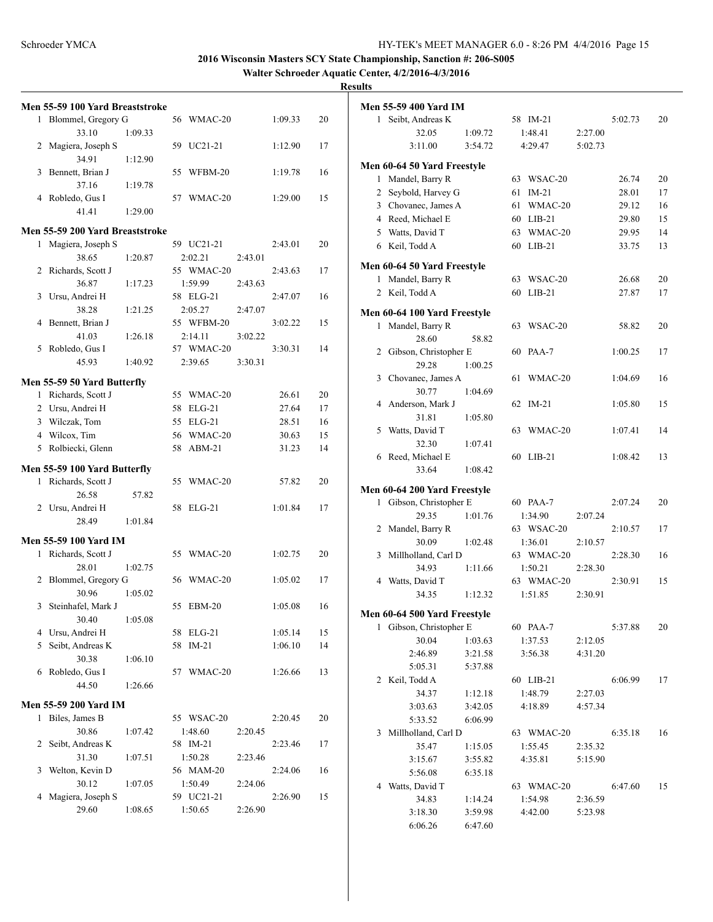**2016 Wisconsin Masters SCY State Championship, Sanction #: 206-S005**

**Walter Schroeder Aquatic Center, 4/2/2016-4/3/2016**

**Results**

### Men 55-59 100 Yard Breaststroke

| | Name | Age | Team | Time | Points |
|---|---|---|---|---|---|
| 1 | Blommel, Gregory G | 56 | WMAC-20 | 1:09.33 | 20 |
| | 33.10 1:09.33 | | | | |
| 2 | Magiera, Joseph S | 59 | UC21-21 | 1:12.90 | 17 |
| | 34.91 1:12.90 | | | | |
| 3 | Bennett, Brian J | 55 | WFBM-20 | 1:19.78 | 16 |
| | 37.16 1:19.78 | | | | |
| 4 | Robledo, Gus I | 57 | WMAC-20 | 1:29.00 | 15 |
| | 41.41 1:29.00 | | | | |

### Men 55-59 200 Yard Breaststroke

| | Name | Age | Team | Time | Points |
|---|---|---|---|---|---|
| 1 | Magiera, Joseph S | 59 | UC21-21 | 2:43.01 | 20 |
| | 38.65 1:20.87 2:02.21 2:43.01 | | | | |
| 2 | Richards, Scott J | 55 | WMAC-20 | 2:43.63 | 17 |
| | 36.87 1:17.23 1:59.99 2:43.63 | | | | |
| 3 | Ursu, Andrei H | 58 | ELG-21 | 2:47.07 | 16 |
| | 38.28 1:21.25 2:05.27 2:47.07 | | | | |
| 4 | Bennett, Brian J | 55 | WFBM-20 | 3:02.22 | 15 |
| | 41.03 1:26.18 2:14.11 3:02.22 | | | | |
| 5 | Robledo, Gus I | 57 | WMAC-20 | 3:30.31 | 14 |
| | 45.93 1:40.92 2:39.65 3:30.31 | | | | |

### Men 55-59 50 Yard Butterfly

| | Name | Age | Team | Time | Points |
|---|---|---|---|---|---|
| 1 | Richards, Scott J | 55 | WMAC-20 | 26.61 | 20 |
| 2 | Ursu, Andrei H | 58 | ELG-21 | 27.64 | 17 |
| 3 | Wilczak, Tom | 55 | ELG-21 | 28.51 | 16 |
| 4 | Wilcox, Tim | 56 | WMAC-20 | 30.63 | 15 |
| 5 | Rolbiecki, Glenn | 58 | ABM-21 | 31.23 | 14 |

### Men 55-59 100 Yard Butterfly

| | Name | Age | Team | Time | Points |
|---|---|---|---|---|---|
| 1 | Richards, Scott J | 55 | WMAC-20 | 57.82 | 20 |
| | 26.58 57.82 | | | | |
| 2 | Ursu, Andrei H | 58 | ELG-21 | 1:01.84 | 17 |
| | 28.49 1:01.84 | | | | |

### Men 55-59 100 Yard IM

| | Name | Age | Team | Time | Points |
|---|---|---|---|---|---|
| 1 | Richards, Scott J | 55 | WMAC-20 | 1:02.75 | 20 |
| | 28.01 1:02.75 | | | | |
| 2 | Blommel, Gregory G | 56 | WMAC-20 | 1:05.02 | 17 |
| | 30.96 1:05.02 | | | | |
| 3 | Steinhafel, Mark J | 55 | EBM-20 | 1:05.08 | 16 |
| | 30.40 1:05.08 | | | | |
| 4 | Ursu, Andrei H | 58 | ELG-21 | 1:05.14 | 15 |
| 5 | Seibt, Andreas K | 58 | IM-21 | 1:06.10 | 14 |
| | 30.38 1:06.10 | | | | |
| 6 | Robledo, Gus I | 57 | WMAC-20 | 1:26.66 | 13 |
| | 44.50 1:26.66 | | | | |

### Men 55-59 200 Yard IM

| | Name | Age | Team | Time | Points |
|---|---|---|---|---|---|
| 1 | Biles, James B | 55 | WSAC-20 | 2:20.45 | 20 |
| | 30.86 1:07.42 1:48.60 2:20.45 | | | | |
| 2 | Seibt, Andreas K | 58 | IM-21 | 2:23.46 | 17 |
| | 31.30 1:07.51 1:50.28 2:23.46 | | | | |
| 3 | Welton, Kevin D | 56 | MAM-20 | 2:24.06 | 16 |
| | 30.12 1:07.05 1:50.49 2:24.06 | | | | |
| 4 | Magiera, Joseph S | 59 | UC21-21 | 2:26.90 | 15 |
| | 29.60 1:08.65 1:50.65 2:26.90 | | | | |

### Men 55-59 400 Yard IM

| | Name | Age | Team | Time | Points |
|---|---|---|---|---|---|
| 1 | Seibt, Andreas K | 58 | IM-21 | 5:02.73 | 20 |
| | 32.05 1:09.72 1:48.41 2:27.00 | | | | |
| | 3:11.00 3:54.72 4:29.47 5:02.73 | | | | |

### Men 60-64 50 Yard Freestyle

| | Name | Age | Team | Time | Points |
|---|---|---|---|---|---|
| 1 | Mandel, Barry R | 63 | WSAC-20 | 26.74 | 20 |
| 2 | Seybold, Harvey G | 61 | IM-21 | 28.01 | 17 |
| 3 | Chovanec, James A | 61 | WMAC-20 | 29.12 | 16 |
| 4 | Reed, Michael E | 60 | LIB-21 | 29.80 | 15 |
| 5 | Watts, David T | 63 | WMAC-20 | 29.95 | 14 |
| 6 | Keil, Todd A | 60 | LIB-21 | 33.75 | 13 |

### Men 60-64 50 Yard Freestyle

| | Name | Age | Team | Time | Points |
|---|---|---|---|---|---|
| 1 | Mandel, Barry R | 63 | WSAC-20 | 26.68 | 20 |
| 2 | Keil, Todd A | 60 | LIB-21 | 27.87 | 17 |

### Men 60-64 100 Yard Freestyle

| | Name | Age | Team | Time | Points |
|---|---|---|---|---|---|
| 1 | Mandel, Barry R | 63 | WSAC-20 | 58.82 | 20 |
| | 28.60 58.82 | | | | |
| 2 | Gibson, Christopher E | 60 | PAA-7 | 1:00.25 | 17 |
| | 29.28 1:00.25 | | | | |
| 3 | Chovanec, James A | 61 | WMAC-20 | 1:04.69 | 16 |
| | 30.77 1:04.69 | | | | |
| 4 | Anderson, Mark J | 62 | IM-21 | 1:05.80 | 15 |
| | 31.81 1:05.80 | | | | |
| 5 | Watts, David T | 63 | WMAC-20 | 1:07.41 | 14 |
| | 32.30 1:07.41 | | | | |
| 6 | Reed, Michael E | 60 | LIB-21 | 1:08.42 | 13 |
| | 33.64 1:08.42 | | | | |

### Men 60-64 200 Yard Freestyle

| | Name | Age | Team | Time | Points |
|---|---|---|---|---|---|
| 1 | Gibson, Christopher E | 60 | PAA-7 | 2:07.24 | 20 |
| | 29.35 1:01.76 1:34.90 2:07.24 | | | | |
| 2 | Mandel, Barry R | 63 | WSAC-20 | 2:10.57 | 17 |
| | 30.09 1:02.48 1:36.01 2:10.57 | | | | |
| 3 | Millholland, Carl D | 63 | WMAC-20 | 2:28.30 | 16 |
| | 34.93 1:11.66 1:50.21 2:28.30 | | | | |
| 4 | Watts, David T | 63 | WMAC-20 | 2:30.91 | 15 |
| | 34.35 1:12.32 1:51.85 2:30.91 | | | | |

### Men 60-64 500 Yard Freestyle

| | Name | Age | Team | Time | Points |
|---|---|---|---|---|---|
| 1 | Gibson, Christopher E | 60 | PAA-7 | 5:37.88 | 20 |
| | 30.04 1:03.63 1:37.53 2:12.05 | | | | |
| | 2:46.89 3:21.58 3:56.38 4:31.20 | | | | |
| | 5:05.31 5:37.88 | | | | |
| 2 | Keil, Todd A | 60 | LIB-21 | 6:06.99 | 17 |
| | 34.37 1:12.18 1:48.79 2:27.03 | | | | |
| | 3:03.63 3:42.05 4:18.89 4:57.34 | | | | |
| | 5:33.52 6:06.99 | | | | |
| 3 | Millholland, Carl D | 63 | WMAC-20 | 6:35.18 | 16 |
| | 35.47 1:15.05 1:55.45 2:35.32 | | | | |
| | 3:15.67 3:55.82 4:35.81 5:15.90 | | | | |
| | 5:56.08 6:35.18 | | | | |
| 4 | Watts, David T | 63 | WMAC-20 | 6:47.60 | 15 |
| | 34.83 1:14.24 1:54.98 2:36.59 | | | | |
| | 3:18.30 3:59.98 4:42.00 5:23.98 | | | | |
| | 6:06.26 6:47.60 | | | | |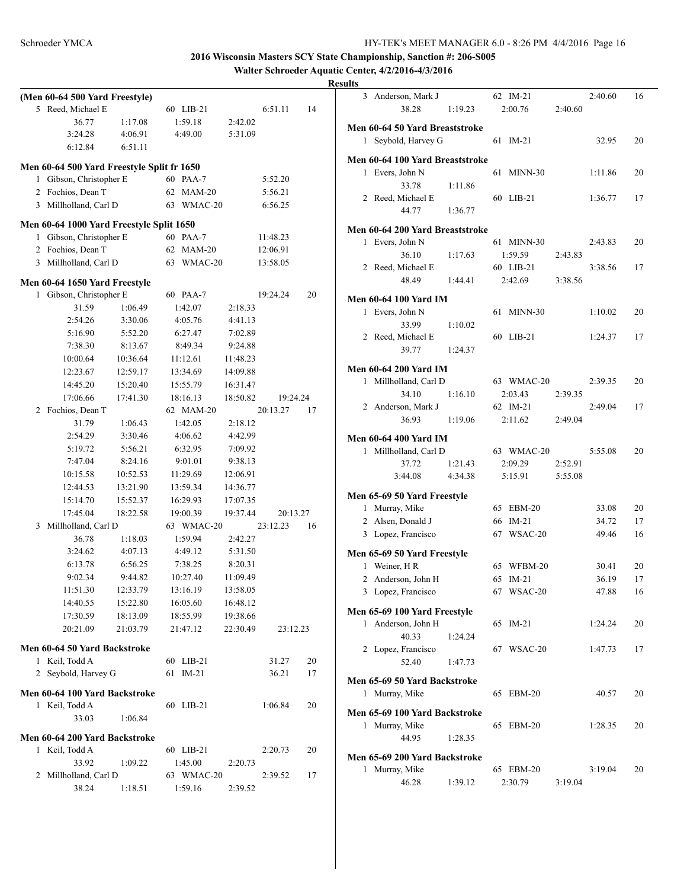# 2016 Wisconsin Masters SCY State Championship, Sanction #: 206-S005

## Walter Schroeder Aquatic Center, 4/2/2016-4/3/2016

### Results

**(Men 60-64 500 Yard Freestyle)**

| Place | Name | Age | Team | Time | Points |
|---|---|---|---|---|---|
| 5 | Reed, Michael E | 60 | LIB-21 | 6:51.11 | 14 |

Splits: 36.77, 1:17.08, 1:59.18, 2:42.02, 3:24.28, 4:06.91, 4:49.00, 5:31.09, 6:12.84, 6:51.11

**Men 60-64 500 Yard Freestyle Split fr 1650**

| Place | Name | Age | Team | Time |
|---|---|---|---|---|
| 1 | Gibson, Christopher E | 60 | PAA-7 | 5:52.20 |
| 2 | Fochios, Dean T | 62 | MAM-20 | 5:56.21 |
| 3 | Millholland, Carl D | 63 | WMAC-20 | 6:56.25 |

**Men 60-64 1000 Yard Freestyle Split 1650**

| Place | Name | Age | Team | Time |
|---|---|---|---|---|
| 1 | Gibson, Christopher E | 60 | PAA-7 | 11:48.23 |
| 2 | Fochios, Dean T | 62 | MAM-20 | 12:06.91 |
| 3 | Millholland, Carl D | 63 | WMAC-20 | 13:58.05 |

**Men 60-64 1650 Yard Freestyle**

| Place | Name | Age | Team | Time | Points |
|---|---|---|---|---|---|
| 1 | Gibson, Christopher E | 60 | PAA-7 | 19:24.24 | 20 |

Splits: 31.59, 1:06.49, 1:42.07, 2:18.33, 2:54.26, 3:30.06, 4:05.76, 4:41.13, 5:16.90, 5:52.20, 6:27.47, 7:02.89, 7:38.30, 8:13.67, 8:49.34, 9:24.88, 10:00.64, 10:36.64, 11:12.61, 11:48.23, 12:23.67, 12:59.17, 13:34.69, 14:09.88, 14:45.20, 15:20.40, 15:55.79, 16:31.47, 17:06.66, 17:41.30, 18:16.13, 18:50.82, 19:24.24

| Place | Name | Age | Team | Time | Points |
|---|---|---|---|---|---|
| 2 | Fochios, Dean T | 62 | MAM-20 | 20:13.27 | 17 |

Splits: 31.79, 1:06.43, 1:42.05, 2:18.12, 2:54.29, 3:30.46, 4:06.62, 4:42.99, 5:19.72, 5:56.21, 6:32.95, 7:09.92, 7:47.04, 8:24.16, 9:01.01, 9:38.13, 10:15.58, 10:52.53, 11:29.69, 12:06.91, 12:44.53, 13:21.90, 13:59.34, 14:36.77, 15:14.70, 15:52.37, 16:29.93, 17:07.35, 17:45.04, 18:22.58, 19:00.39, 19:37.44, 20:13.27

| Place | Name | Age | Team | Time | Points |
|---|---|---|---|---|---|
| 3 | Millholland, Carl D | 63 | WMAC-20 | 23:12.23 | 16 |

Splits: 36.78, 1:18.03, 1:59.94, 2:42.27, 3:24.62, 4:07.13, 4:49.12, 5:31.50, 6:13.78, 6:56.25, 7:38.25, 8:20.31, 9:02.34, 9:44.82, 10:27.40, 11:09.49, 11:51.30, 12:33.79, 13:16.19, 13:58.05, 14:40.55, 15:22.80, 16:05.60, 16:48.12, 17:30.59, 18:13.09, 18:55.99, 19:38.66, 20:21.09, 21:03.79, 21:47.12, 22:30.49, 23:12.23

**Men 60-64 50 Yard Backstroke**

| Place | Name | Age | Team | Time | Points |
|---|---|---|---|---|---|
| 1 | Keil, Todd A | 60 | LIB-21 | 31.27 | 20 |
| 2 | Seybold, Harvey G | 61 | IM-21 | 36.21 | 17 |

**Men 60-64 100 Yard Backstroke**

| Place | Name | Age | Team | Time | Points |
|---|---|---|---|---|---|
| 1 | Keil, Todd A | 60 | LIB-21 | 1:06.84 | 20 |

Splits: 33.03, 1:06.84

**Men 60-64 200 Yard Backstroke**

| Place | Name | Age | Team | Time | Points |
|---|---|---|---|---|---|
| 1 | Keil, Todd A | 60 | LIB-21 | 2:20.73 | 20 |

Splits: 33.92, 1:09.22, 1:45.00, 2:20.73

| Place | Name | Age | Team | Time | Points |
|---|---|---|---|---|---|
| 2 | Millholland, Carl D | 63 | WMAC-20 | 2:39.52 | 17 |

Splits: 38.24, 1:18.51, 1:59.16, 2:39.52

| Place | Name | Age | Team | Time | Points |
|---|---|---|---|---|---|
| 3 | Anderson, Mark J | 62 | IM-21 | 2:40.60 | 16 |

Splits: 38.28, 1:19.23, 2:00.76, 2:40.60

**Men 60-64 50 Yard Breaststroke**

| Place | Name | Age | Team | Time | Points |
|---|---|---|---|---|---|
| 1 | Seybold, Harvey G | 61 | IM-21 | 32.95 | 20 |

**Men 60-64 100 Yard Breaststroke**

| Place | Name | Age | Team | Time | Points |
|---|---|---|---|---|---|
| 1 | Evers, John N | 61 | MINN-30 | 1:11.86 | 20 |

Splits: 33.78, 1:11.86

| Place | Name | Age | Team | Time | Points |
|---|---|---|---|---|---|
| 2 | Reed, Michael E | 60 | LIB-21 | 1:36.77 | 17 |

Splits: 44.77, 1:36.77

**Men 60-64 200 Yard Breaststroke**

| Place | Name | Age | Team | Time | Points |
|---|---|---|---|---|---|
| 1 | Evers, John N | 61 | MINN-30 | 2:43.83 | 20 |

Splits: 36.10, 1:17.63, 1:59.59, 2:43.83

| Place | Name | Age | Team | Time | Points |
|---|---|---|---|---|---|
| 2 | Reed, Michael E | 60 | LIB-21 | 3:38.56 | 17 |

Splits: 48.49, 1:44.41, 2:42.69, 3:38.56

**Men 60-64 100 Yard IM**

| Place | Name | Age | Team | Time | Points |
|---|---|---|---|---|---|
| 1 | Evers, John N | 61 | MINN-30 | 1:10.02 | 20 |

Splits: 33.99, 1:10.02

| Place | Name | Age | Team | Time | Points |
|---|---|---|---|---|---|
| 2 | Reed, Michael E | 60 | LIB-21 | 1:24.37 | 17 |

Splits: 39.77, 1:24.37

**Men 60-64 200 Yard IM**

| Place | Name | Age | Team | Time | Points |
|---|---|---|---|---|---|
| 1 | Millholland, Carl D | 63 | WMAC-20 | 2:39.35 | 20 |

Splits: 34.10, 1:16.10, 2:03.43, 2:39.35

| Place | Name | Age | Team | Time | Points |
|---|---|---|---|---|---|
| 2 | Anderson, Mark J | 62 | IM-21 | 2:49.04 | 17 |

Splits: 36.93, 1:19.06, 2:11.62, 2:49.04

**Men 60-64 400 Yard IM**

| Place | Name | Age | Team | Time | Points |
|---|---|---|---|---|---|
| 1 | Millholland, Carl D | 63 | WMAC-20 | 5:55.08 | 20 |

Splits: 37.72, 1:21.43, 2:09.29, 2:52.91, 3:44.08, 4:34.38, 5:15.91, 5:55.08

**Men 65-69 50 Yard Freestyle**

| Place | Name | Age | Team | Time | Points |
|---|---|---|---|---|---|
| 1 | Murray, Mike | 65 | EBM-20 | 33.08 | 20 |
| 2 | Alsen, Donald J | 66 | IM-21 | 34.72 | 17 |
| 3 | Lopez, Francisco | 67 | WSAC-20 | 49.46 | 16 |

**Men 65-69 50 Yard Freestyle**

| Place | Name | Age | Team | Time | Points |
|---|---|---|---|---|---|
| 1 | Weiner, H R | 65 | WFBM-20 | 30.41 | 20 |
| 2 | Anderson, John H | 65 | IM-21 | 36.19 | 17 |
| 3 | Lopez, Francisco | 67 | WSAC-20 | 47.88 | 16 |

**Men 65-69 100 Yard Freestyle**

| Place | Name | Age | Team | Time | Points |
|---|---|---|---|---|---|
| 1 | Anderson, John H | 65 | IM-21 | 1:24.24 | 20 |

Splits: 40.33, 1:24.24

| Place | Name | Age | Team | Time | Points |
|---|---|---|---|---|---|
| 2 | Lopez, Francisco | 67 | WSAC-20 | 1:47.73 | 17 |

Splits: 52.40, 1:47.73

**Men 65-69 50 Yard Backstroke**

| Place | Name | Age | Team | Time | Points |
|---|---|---|---|---|---|
| 1 | Murray, Mike | 65 | EBM-20 | 40.57 | 20 |

**Men 65-69 100 Yard Backstroke**

| Place | Name | Age | Team | Time | Points |
|---|---|---|---|---|---|
| 1 | Murray, Mike | 65 | EBM-20 | 1:28.35 | 20 |

Splits: 44.95, 1:28.35

**Men 65-69 200 Yard Backstroke**

| Place | Name | Age | Team | Time | Points |
|---|---|---|---|---|---|
| 1 | Murray, Mike | 65 | EBM-20 | 3:19.04 | 20 |

Splits: 46.28, 1:39.12, 2:30.79, 3:19.04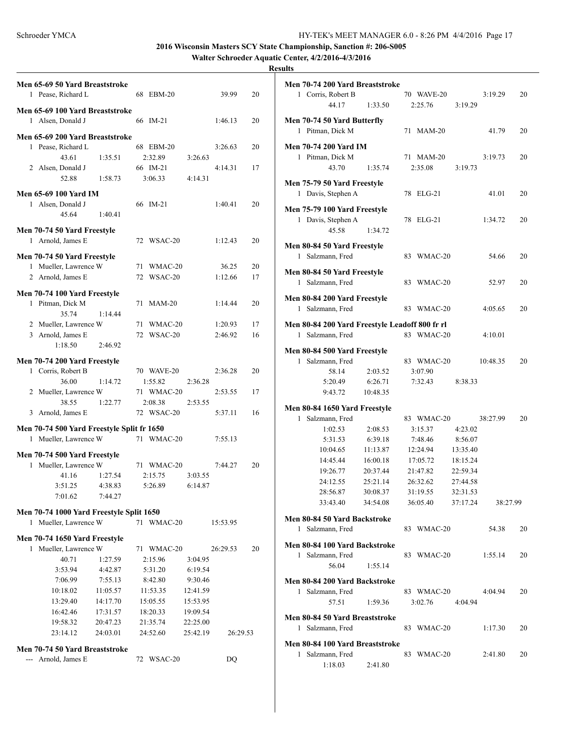**2016 Wisconsin Masters SCY State Championship, Sanction #: 206-S005**

**Walter Schroeder Aquatic Center, 4/2/2016-4/3/2016**

**Results**

### Men 65-69 50 Yard Breaststroke

1 Pease, Richard L 68 EBM-20 39.99 20

### Men 65-69 100 Yard Breaststroke

1 Alsen, Donald J 66 IM-21 1:46.13 20

### Men 65-69 200 Yard Breaststroke

1 Pease, Richard L 68 EBM-20 3:26.63 20
43.61 1:35.51 2:32.89 3:26.63

2 Alsen, Donald J 66 IM-21 4:14.31 17
52.88 1:58.73 3:06.33 4:14.31

### Men 65-69 100 Yard IM

1 Alsen, Donald J 66 IM-21 1:40.41 20
45.64 1:40.41

### Men 70-74 50 Yard Freestyle

1 Arnold, James E 72 WSAC-20 1:12.43 20

### Men 70-74 50 Yard Freestyle

1 Mueller, Lawrence W 71 WMAC-20 36.25 20

2 Arnold, James E 72 WSAC-20 1:12.66 17

### Men 70-74 100 Yard Freestyle

1 Pitman, Dick M 71 MAM-20 1:14.44 20
35.74 1:14.44

2 Mueller, Lawrence W 71 WMAC-20 1:20.93 17

3 Arnold, James E 72 WSAC-20 2:46.92 16
1:18.50 2:46.92

### Men 70-74 200 Yard Freestyle

1 Corris, Robert B 70 WAVE-20 2:36.28 20
36.00 1:14.72 1:55.82 2:36.28

2 Mueller, Lawrence W 71 WMAC-20 2:53.55 17
38.55 1:22.77 2:08.38 2:53.55

3 Arnold, James E 72 WSAC-20 5:37.11 16

### Men 70-74 500 Yard Freestyle Split fr 1650

1 Mueller, Lawrence W 71 WMAC-20 7:55.13

### Men 70-74 500 Yard Freestyle

1 Mueller, Lawrence W 71 WMAC-20 7:44.27 20
41.16 1:27.54 2:15.75 3:03.55
3:51.25 4:38.83 5:26.89 6:14.87
7:01.62 7:44.27

### Men 70-74 1000 Yard Freestyle Split 1650

1 Mueller, Lawrence W 71 WMAC-20 15:53.95

### Men 70-74 1650 Yard Freestyle

1 Mueller, Lawrence W 71 WMAC-20 26:29.53 20
40.71 1:27.59 2:15.96 3:04.95
3:53.94 4:42.87 5:31.20 6:19.54
7:06.99 7:55.13 8:42.80 9:30.46
10:18.02 11:05.57 11:53.35 12:41.59
13:29.40 14:17.70 15:05.55 15:53.95
16:42.46 17:31.57 18:20.33 19:09.54
19:58.32 20:47.23 21:35.74 22:25.00
23:14.12 24:03.01 24:52.60 25:42.19 26:29.53

### Men 70-74 50 Yard Breaststroke

--- Arnold, James E 72 WSAC-20 DQ

### Men 70-74 200 Yard Breaststroke

1 Corris, Robert B 70 WAVE-20 3:19.29 20
44.17 1:33.50 2:25.76 3:19.29

### Men 70-74 50 Yard Butterfly

1 Pitman, Dick M 71 MAM-20 41.79 20

### Men 70-74 200 Yard IM

1 Pitman, Dick M 71 MAM-20 3:19.73 20
43.70 1:35.74 2:35.08 3:19.73

### Men 75-79 50 Yard Freestyle

1 Davis, Stephen A 78 ELG-21 41.01 20

### Men 75-79 100 Yard Freestyle

1 Davis, Stephen A 78 ELG-21 1:34.72 20
45.58 1:34.72

### Men 80-84 50 Yard Freestyle

1 Salzmann, Fred 83 WMAC-20 54.66 20

### Men 80-84 50 Yard Freestyle

1 Salzmann, Fred 83 WMAC-20 52.97 20

### Men 80-84 200 Yard Freestyle

1 Salzmann, Fred 83 WMAC-20 4:05.65 20

### Men 80-84 200 Yard Freestyle Leadoff 800 fr rl

1 Salzmann, Fred 83 WMAC-20 4:10.01

### Men 80-84 500 Yard Freestyle

1 Salzmann, Fred 83 WMAC-20 10:48.35 20
58.14 2:03.52 3:07.90
5:20.49 6:26.71 7:32.43 8:38.33
9:43.72 10:48.35

### Men 80-84 1650 Yard Freestyle

1 Salzmann, Fred 83 WMAC-20 38:27.99 20
1:02.53 2:08.53 3:15.37 4:23.02
5:31.53 6:39.18 7:48.46 8:56.07
10:04.65 11:13.87 12:24.94 13:35.40
14:45.44 16:00.18 17:05.72 18:15.24
19:26.77 20:37.44 21:47.82 22:59.34
24:12.55 25:21.14 26:32.62 27:44.58
28:56.87 30:08.37 31:19.55 32:31.53
33:43.40 34:54.08 36:05.40 37:17.24 38:27.99

### Men 80-84 50 Yard Backstroke

1 Salzmann, Fred 83 WMAC-20 54.38 20

### Men 80-84 100 Yard Backstroke

1 Salzmann, Fred 83 WMAC-20 1:55.14 20
56.04 1:55.14

### Men 80-84 200 Yard Backstroke

1 Salzmann, Fred 83 WMAC-20 4:04.94 20
57.51 1:59.36 3:02.76 4:04.94

### Men 80-84 50 Yard Breaststroke

1 Salzmann, Fred 83 WMAC-20 1:17.30 20

### Men 80-84 100 Yard Breaststroke

1 Salzmann, Fred 83 WMAC-20 2:41.80 20
1:18.03 2:41.80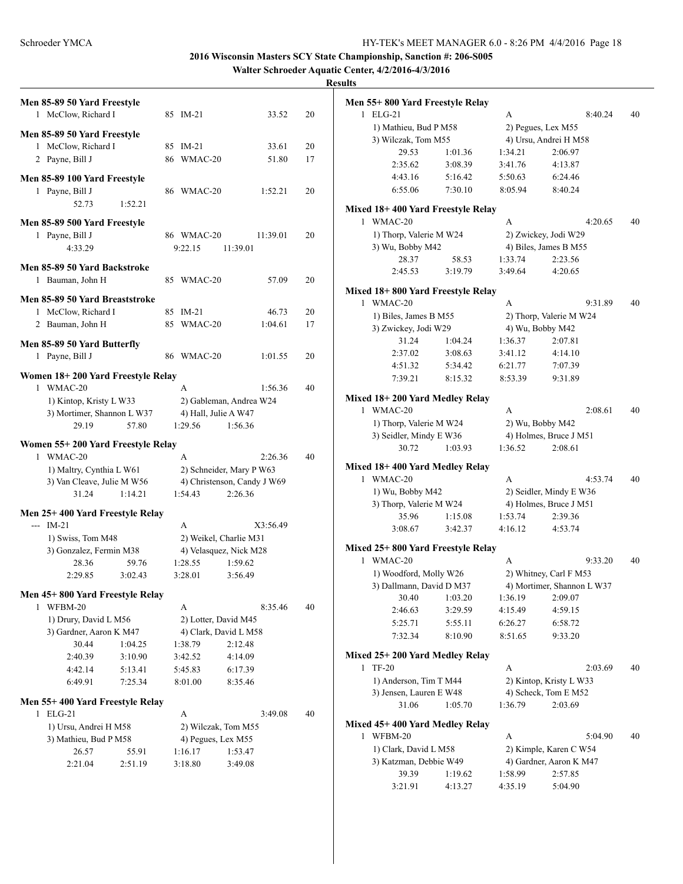**2016 Wisconsin Masters SCY State Championship, Sanction #: 206-S005**

**Walter Schroeder Aquatic Center, 4/2/2016-4/3/2016**

**Results**

### Men 85-89 50 Yard Freestyle

| | Name | Age | Team | Time | Points |
|---|---|---|---|---|---|
| 1 | McClow, Richard I | 85 | IM-21 | 33.52 | 20 |

### Men 85-89 50 Yard Freestyle

| | Name | Age | Team | Time | Points |
|---|---|---|---|---|---|
| 1 | McClow, Richard I | 85 | IM-21 | 33.61 | 20 |
| 2 | Payne, Bill J | 86 | WMAC-20 | 51.80 | 17 |

### Men 85-89 100 Yard Freestyle

| | Name | Age | Team | Time | Points |
|---|---|---|---|---|---|
| 1 | Payne, Bill J | 86 | WMAC-20 | 1:52.21 | 20 |

52.73 1:52.21

### Men 85-89 500 Yard Freestyle

| | Name | Age | Team | Time | Points |
|---|---|---|---|---|---|
| 1 | Payne, Bill J | 86 | WMAC-20 | 11:39.01 | 20 |

4:33.29 9:22.15 11:39.01

### Men 85-89 50 Yard Backstroke

| | Name | Age | Team | Time | Points |
|---|---|---|---|---|---|
| 1 | Bauman, John H | 85 | WMAC-20 | 57.09 | 20 |

### Men 85-89 50 Yard Breaststroke

| | Name | Age | Team | Time | Points |
|---|---|---|---|---|---|
| 1 | McClow, Richard I | 85 | IM-21 | 46.73 | 20 |
| 2 | Bauman, John H | 85 | WMAC-20 | 1:04.61 | 17 |

### Men 85-89 50 Yard Butterfly

| | Name | Age | Team | Time | Points |
|---|---|---|---|---|---|
| 1 | Payne, Bill J | 86 | WMAC-20 | 1:01.55 | 20 |

### Women 18+ 200 Yard Freestyle Relay

1 WMAC-20 A 1:56.36 40

1) Kintop, Kristy L W33 2) Gableman, Andrea W24
3) Mortimer, Shannon L W37 4) Hall, Julie A W47

29.19 57.80 1:29.56 1:56.36

### Women 55+ 200 Yard Freestyle Relay

1 WMAC-20 A 2:26.36 40

1) Maltry, Cynthia L W61 2) Schneider, Mary P W63
3) Van Cleave, Julie M W56 4) Christenson, Candy J W69

31.24 1:14.21 1:54.43 2:26.36

### Men 25+ 400 Yard Freestyle Relay

--- IM-21 A X3:56.49

1) Swiss, Tom M48 2) Weikel, Charlie M31
3) Gonzalez, Fermin M38 4) Velasquez, Nick M28

28.36 59.76 1:28.55 1:59.62
2:29.85 3:02.43 3:28.01 3:56.49

### Men 45+ 800 Yard Freestyle Relay

1 WFBM-20 A 8:35.46 40

1) Drury, David L M56 2) Lotter, David M45
3) Gardner, Aaron K M47 4) Clark, David L M58

30.44 1:04.25 1:38.79 2:12.48
2:40.39 3:10.90 3:42.52 4:14.09
4:42.14 5:13.41 5:45.83 6:17.39
6:49.91 7:25.34 8:01.00 8:35.46

### Men 55+ 400 Yard Freestyle Relay

1 ELG-21 A 3:49.08 40

1) Ursu, Andrei H M58 2) Wilczak, Tom M55
3) Mathieu, Bud P M58 4) Pegues, Lex M55

26.57 55.91 1:16.17 1:53.47
2:21.04 2:51.19 3:18.80 3:49.08

### Men 55+ 800 Yard Freestyle Relay

1 ELG-21 A 8:40.24 40

1) Mathieu, Bud P M58 2) Pegues, Lex M55
3) Wilczak, Tom M55 4) Ursu, Andrei H M58

29.53 1:01.36 1:34.21 2:06.97
2:35.62 3:08.39 3:41.76 4:13.87
4:43.16 5:16.42 5:50.63 6:24.46
6:55.06 7:30.10 8:05.94 8:40.24

### Mixed 18+ 400 Yard Freestyle Relay

1 WMAC-20 A 4:20.65 40

1) Thorp, Valerie M W24 2) Zwickey, Jodi W29
3) Wu, Bobby M42 4) Biles, James B M55

28.37 58.53 1:33.74 2:23.56
2:45.53 3:19.79 3:49.64 4:20.65

### Mixed 18+ 800 Yard Freestyle Relay

1 WMAC-20 A 9:31.89 40

1) Biles, James B M55 2) Thorp, Valerie M W24
3) Zwickey, Jodi W29 4) Wu, Bobby M42

31.24 1:04.24 1:36.37 2:07.81
2:37.02 3:08.63 3:41.12 4:14.10
4:51.32 5:34.42 6:21.77 7:07.39
7:39.21 8:15.32 8:53.39 9:31.89

### Mixed 18+ 200 Yard Medley Relay

1 WMAC-20 A 2:08.61 40

1) Thorp, Valerie M W24 2) Wu, Bobby M42
3) Seidler, Mindy E W36 4) Holmes, Bruce J M51

30.72 1:03.93 1:36.52 2:08.61

### Mixed 18+ 400 Yard Medley Relay

1 WMAC-20 A 4:53.74 40

1) Wu, Bobby M42 2) Seidler, Mindy E W36
3) Thorp, Valerie M W24 4) Holmes, Bruce J M51

35.96 1:15.08 1:53.74 2:39.36
3:08.67 3:42.37 4:16.12 4:53.74

### Mixed 25+ 800 Yard Freestyle Relay

1 WMAC-20 A 9:33.20 40

1) Woodford, Molly W26 2) Whitney, Carl F M53
3) Dallmann, David D M37 4) Mortimer, Shannon L W37

30.40 1:03.20 1:36.19 2:09.07
2:46.63 3:29.59 4:15.49 4:59.15
5:25.71 5:55.11 6:26.27 6:58.72
7:32.34 8:10.90 8:51.65 9:33.20

### Mixed 25+ 200 Yard Medley Relay

1 TF-20 A 2:03.69 40

1) Anderson, Tim T M44 2) Kintop, Kristy L W33
3) Jensen, Lauren E W48 4) Scheck, Tom E M52

31.06 1:05.70 1:36.79 2:03.69

### Mixed 45+ 400 Yard Medley Relay

1 WFBM-20 A 5:04.90 40

1) Clark, David L M58 2) Kimple, Karen C W54
3) Katzman, Debbie W49 4) Gardner, Aaron K M47

39.39 1:19.62 1:58.99 2:57.85
3:21.91 4:13.27 4:35.19 5:04.90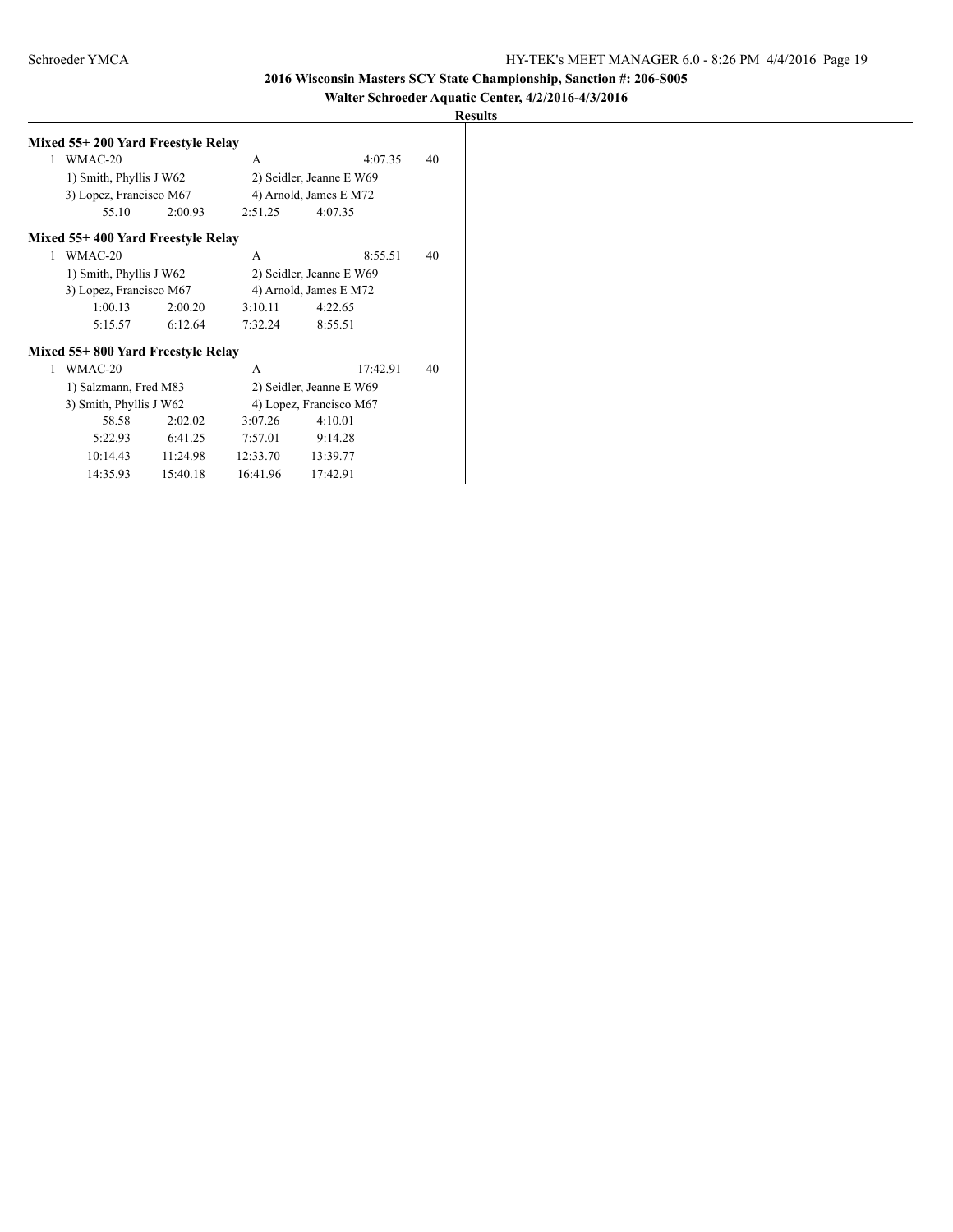**2016 Wisconsin Masters SCY State Championship, Sanction #: 206-S005**

**Walter Schroeder Aquatic Center, 4/2/2016-4/3/2016**

**Results**

**Mixed 55+ 200 Yard Freestyle Relay**

| | | | | | |
|---|---|---|---|---|---|
| 1 | WMAC-20 | A | | 4:07.35 | 40 |
| | 1) Smith, Phyllis J W62 | | 2) Seidler, Jeanne E W69 | | |
| | 3) Lopez, Francisco M67 | | 4) Arnold, James E M72 | | |
| | 55.10 | 2:00.93 | 2:51.25 | 4:07.35 | |

**Mixed 55+ 400 Yard Freestyle Relay**

| | | | | | |
|---|---|---|---|---|---|
| 1 | WMAC-20 | A | | 8:55.51 | 40 |
| | 1) Smith, Phyllis J W62 | | 2) Seidler, Jeanne E W69 | | |
| | 3) Lopez, Francisco M67 | | 4) Arnold, James E M72 | | |
| | 1:00.13 | 2:00.20 | 3:10.11 | 4:22.65 | |
| | 5:15.57 | 6:12.64 | 7:32.24 | 8:55.51 | |

**Mixed 55+ 800 Yard Freestyle Relay**

| | | | | | |
|---|---|---|---|---|---|
| 1 | WMAC-20 | A | | 17:42.91 | 40 |
| | 1) Salzmann, Fred M83 | | 2) Seidler, Jeanne E W69 | | |
| | 3) Smith, Phyllis J W62 | | 4) Lopez, Francisco M67 | | |
| | 58.58 | 2:02.02 | 3:07.26 | 4:10.01 | |
| | 5:22.93 | 6:41.25 | 7:57.01 | 9:14.28 | |
| | 10:14.43 | 11:24.98 | 12:33.70 | 13:39.77 | |
| | 14:35.93 | 15:40.18 | 16:41.96 | 17:42.91 | |